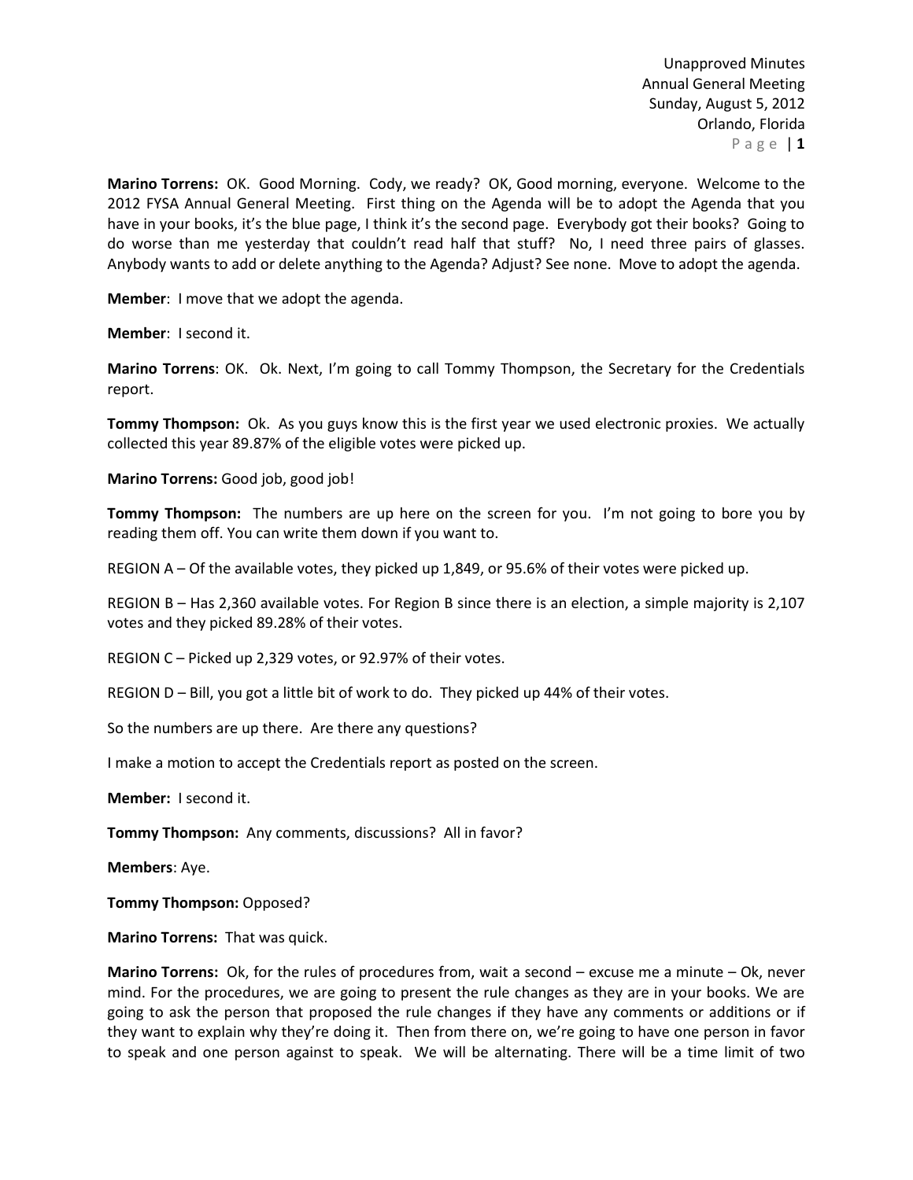**Marino Torrens:** OK. Good Morning. Cody, we ready? OK, Good morning, everyone. Welcome to the 2012 FYSA Annual General Meeting. First thing on the Agenda will be to adopt the Agenda that you have in your books, it's the blue page, I think it's the second page. Everybody got their books? Going to do worse than me yesterday that couldn't read half that stuff? No, I need three pairs of glasses. Anybody wants to add or delete anything to the Agenda? Adjust? See none. Move to adopt the agenda.

**Member**: I move that we adopt the agenda.

**Member**: I second it.

**Marino Torrens**: OK. Ok. Next, I'm going to call Tommy Thompson, the Secretary for the Credentials report.

**Tommy Thompson:** Ok. As you guys know this is the first year we used electronic proxies. We actually collected this year 89.87% of the eligible votes were picked up.

**Marino Torrens:** Good job, good job!

**Tommy Thompson:** The numbers are up here on the screen for you. I'm not going to bore you by reading them off. You can write them down if you want to.

REGION A – Of the available votes, they picked up 1,849, or 95.6% of their votes were picked up.

REGION B – Has 2,360 available votes. For Region B since there is an election, a simple majority is 2,107 votes and they picked 89.28% of their votes.

REGION C – Picked up 2,329 votes, or 92.97% of their votes.

REGION D – Bill, you got a little bit of work to do. They picked up 44% of their votes.

So the numbers are up there. Are there any questions?

I make a motion to accept the Credentials report as posted on the screen.

**Member:** I second it.

**Tommy Thompson:** Any comments, discussions? All in favor?

**Members**: Aye.

**Tommy Thompson:** Opposed?

**Marino Torrens:** That was quick.

**Marino Torrens:** Ok, for the rules of procedures from, wait a second – excuse me a minute – Ok, never mind. For the procedures, we are going to present the rule changes as they are in your books. We are going to ask the person that proposed the rule changes if they have any comments or additions or if they want to explain why they're doing it. Then from there on, we're going to have one person in favor to speak and one person against to speak. We will be alternating. There will be a time limit of two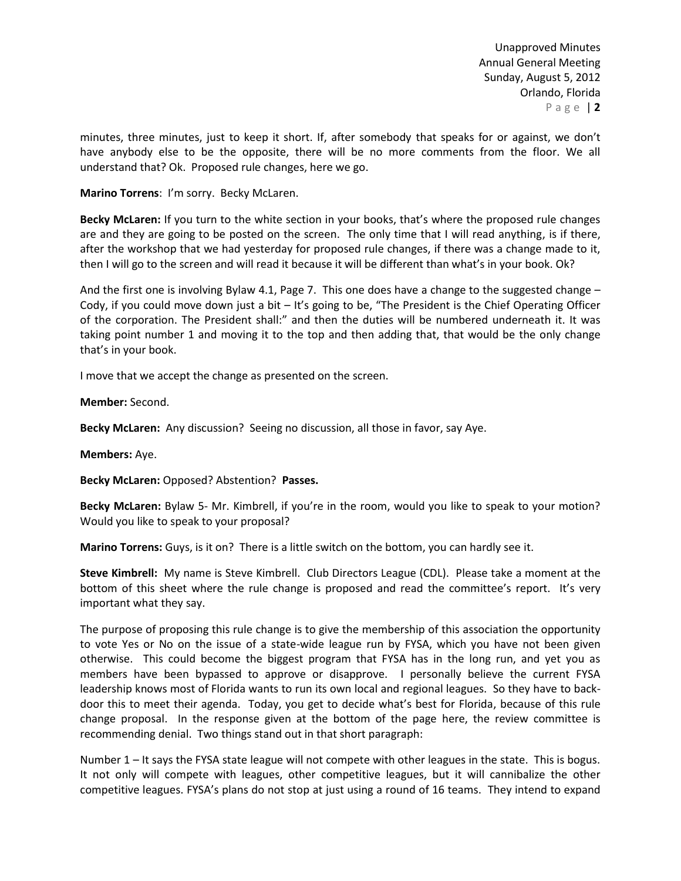minutes, three minutes, just to keep it short. If, after somebody that speaks for or against, we don't have anybody else to be the opposite, there will be no more comments from the floor. We all understand that? Ok. Proposed rule changes, here we go.

**Marino Torrens**: I'm sorry. Becky McLaren.

**Becky McLaren:** If you turn to the white section in your books, that's where the proposed rule changes are and they are going to be posted on the screen. The only time that I will read anything, is if there, after the workshop that we had yesterday for proposed rule changes, if there was a change made to it, then I will go to the screen and will read it because it will be different than what's in your book. Ok?

And the first one is involving Bylaw 4.1, Page 7. This one does have a change to the suggested change – Cody, if you could move down just a bit – It's going to be, "The President is the Chief Operating Officer of the corporation. The President shall:" and then the duties will be numbered underneath it. It was taking point number 1 and moving it to the top and then adding that, that would be the only change that's in your book.

I move that we accept the change as presented on the screen.

**Member:** Second.

**Becky McLaren:** Any discussion? Seeing no discussion, all those in favor, say Aye.

**Members:** Aye.

**Becky McLaren:** Opposed? Abstention? **Passes.**

**Becky McLaren:** Bylaw 5- Mr. Kimbrell, if you're in the room, would you like to speak to your motion? Would you like to speak to your proposal?

**Marino Torrens:** Guys, is it on? There is a little switch on the bottom, you can hardly see it.

**Steve Kimbrell:** My name is Steve Kimbrell. Club Directors League (CDL). Please take a moment at the bottom of this sheet where the rule change is proposed and read the committee's report. It's very important what they say.

The purpose of proposing this rule change is to give the membership of this association the opportunity to vote Yes or No on the issue of a state-wide league run by FYSA, which you have not been given otherwise. This could become the biggest program that FYSA has in the long run, and yet you as members have been bypassed to approve or disapprove. I personally believe the current FYSA leadership knows most of Florida wants to run its own local and regional leagues. So they have to back-door this to meet their agenda. Today, you get to decide what's best for Florida, because of this rule change proposal. In the response given at the bottom of the page here, the review committee is recommending denial. Two things stand out in that short paragraph:

Number 1 – It says the FYSA state league will not compete with other leagues in the state. This is bogus. It not only will compete with leagues, other competitive leagues, but it will cannibalize the other competitive leagues. FYSA's plans do not stop at just using a round of 16 teams. They intend to expand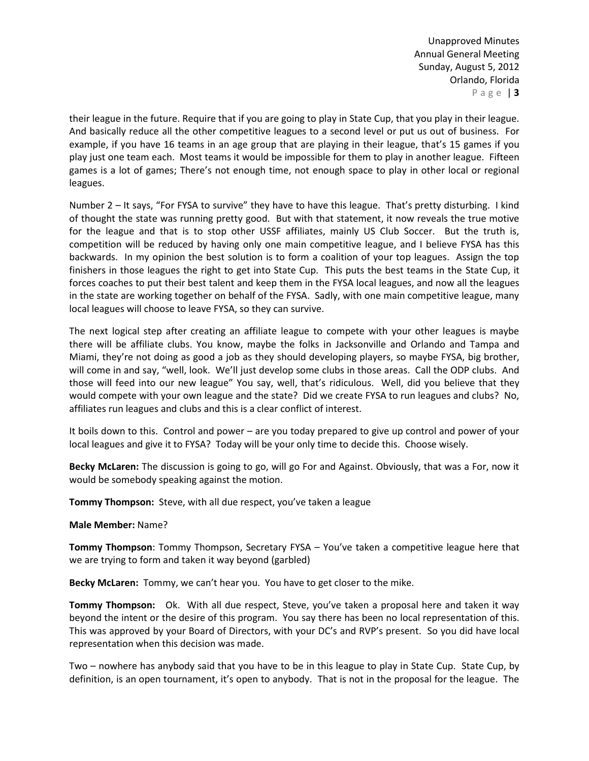their league in the future. Require that if you are going to play in State Cup, that you play in their league. And basically reduce all the other competitive leagues to a second level or put us out of business. For example, if you have 16 teams in an age group that are playing in their league, that's 15 games if you play just one team each. Most teams it would be impossible for them to play in another league. Fifteen games is a lot of games; There's not enough time, not enough space to play in other local or regional leagues.

Number 2 – It says, "For FYSA to survive" they have to have this league. That's pretty disturbing. I kind of thought the state was running pretty good. But with that statement, it now reveals the true motive for the league and that is to stop other USSF affiliates, mainly US Club Soccer. But the truth is, competition will be reduced by having only one main competitive league, and I believe FYSA has this backwards. In my opinion the best solution is to form a coalition of your top leagues. Assign the top finishers in those leagues the right to get into State Cup. This puts the best teams in the State Cup, it forces coaches to put their best talent and keep them in the FYSA local leagues, and now all the leagues in the state are working together on behalf of the FYSA. Sadly, with one main competitive league, many local leagues will choose to leave FYSA, so they can survive.

The next logical step after creating an affiliate league to compete with your other leagues is maybe there will be affiliate clubs. You know, maybe the folks in Jacksonville and Orlando and Tampa and Miami, they're not doing as good a job as they should developing players, so maybe FYSA, big brother, will come in and say, "well, look. We'll just develop some clubs in those areas. Call the ODP clubs. And those will feed into our new league" You say, well, that's ridiculous. Well, did you believe that they would compete with your own league and the state? Did we create FYSA to run leagues and clubs? No, affiliates run leagues and clubs and this is a clear conflict of interest.

It boils down to this. Control and power – are you today prepared to give up control and power of your local leagues and give it to FYSA? Today will be your only time to decide this. Choose wisely.

**Becky McLaren:** The discussion is going to go, will go For and Against. Obviously, that was a For, now it would be somebody speaking against the motion.

**Tommy Thompson:** Steve, with all due respect, you've taken a league

**Male Member:** Name?

**Tommy Thompson**: Tommy Thompson, Secretary FYSA – You've taken a competitive league here that we are trying to form and taken it way beyond (garbled)

**Becky McLaren:** Tommy, we can't hear you. You have to get closer to the mike.

**Tommy Thompson:** Ok. With all due respect, Steve, you've taken a proposal here and taken it way beyond the intent or the desire of this program. You say there has been no local representation of this. This was approved by your Board of Directors, with your DC's and RVP's present. So you did have local representation when this decision was made.

Two – nowhere has anybody said that you have to be in this league to play in State Cup. State Cup, by definition, is an open tournament, it's open to anybody. That is not in the proposal for the league. The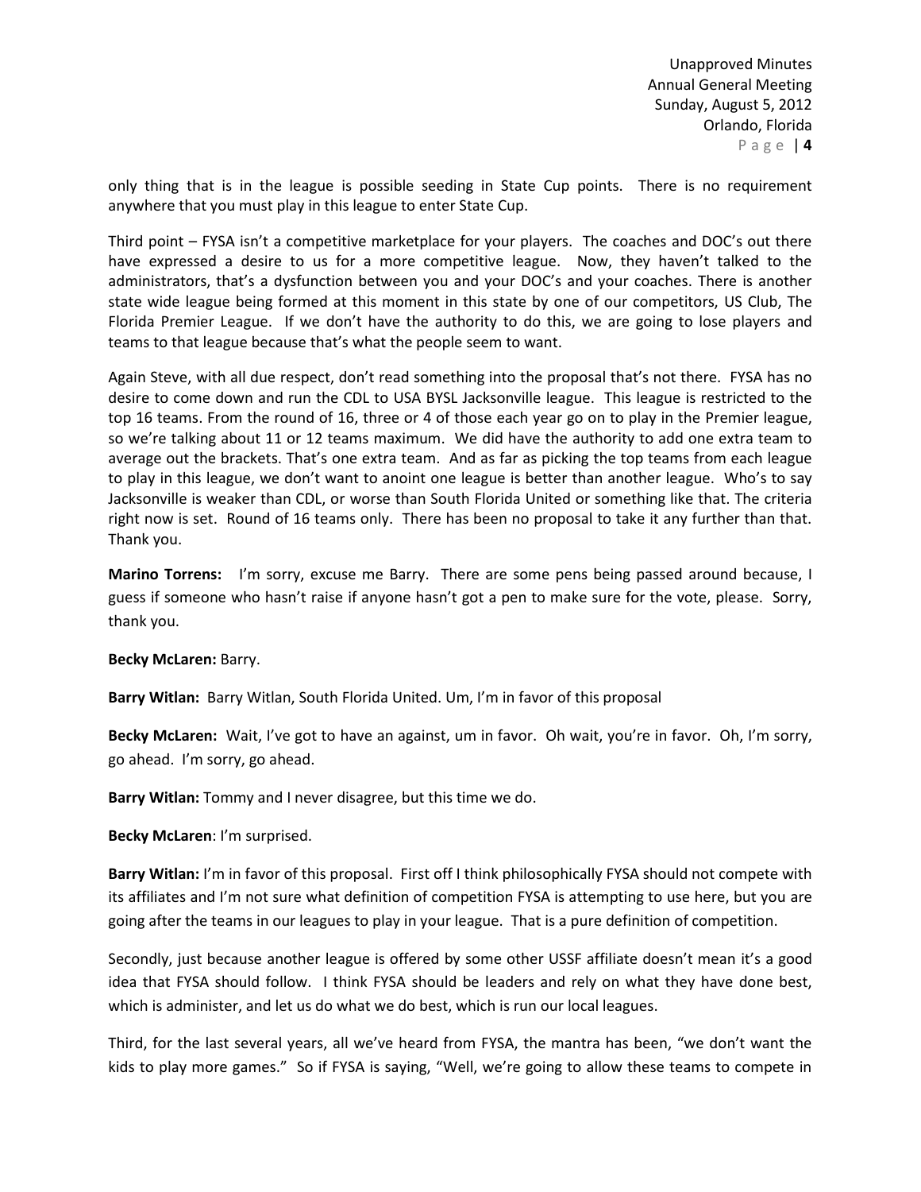only thing that is in the league is possible seeding in State Cup points. There is no requirement anywhere that you must play in this league to enter State Cup.

Third point – FYSA isn't a competitive marketplace for your players. The coaches and DOC's out there have expressed a desire to us for a more competitive league. Now, they haven't talked to the administrators, that's a dysfunction between you and your DOC's and your coaches. There is another state wide league being formed at this moment in this state by one of our competitors, US Club, The Florida Premier League. If we don't have the authority to do this, we are going to lose players and teams to that league because that's what the people seem to want.

Again Steve, with all due respect, don't read something into the proposal that's not there. FYSA has no desire to come down and run the CDL to USA BYSL Jacksonville league. This league is restricted to the top 16 teams. From the round of 16, three or 4 of those each year go on to play in the Premier league, so we're talking about 11 or 12 teams maximum. We did have the authority to add one extra team to average out the brackets. That's one extra team. And as far as picking the top teams from each league to play in this league, we don't want to anoint one league is better than another league. Who's to say Jacksonville is weaker than CDL, or worse than South Florida United or something like that. The criteria right now is set. Round of 16 teams only. There has been no proposal to take it any further than that. Thank you.

**Marino Torrens:** I'm sorry, excuse me Barry. There are some pens being passed around because, I guess if someone who hasn't raise if anyone hasn't got a pen to make sure for the vote, please. Sorry, thank you.

**Becky McLaren:** Barry.

**Barry Witlan:** Barry Witlan, South Florida United. Um, I'm in favor of this proposal

**Becky McLaren:** Wait, I've got to have an against, um in favor. Oh wait, you're in favor. Oh, I'm sorry, go ahead. I'm sorry, go ahead.

**Barry Witlan:** Tommy and I never disagree, but this time we do.

**Becky McLaren**: I'm surprised.

**Barry Witlan:** I'm in favor of this proposal. First off I think philosophically FYSA should not compete with its affiliates and I'm not sure what definition of competition FYSA is attempting to use here, but you are going after the teams in our leagues to play in your league. That is a pure definition of competition.

Secondly, just because another league is offered by some other USSF affiliate doesn't mean it's a good idea that FYSA should follow. I think FYSA should be leaders and rely on what they have done best, which is administer, and let us do what we do best, which is run our local leagues.

Third, for the last several years, all we've heard from FYSA, the mantra has been, "we don't want the kids to play more games." So if FYSA is saying, "Well, we're going to allow these teams to compete in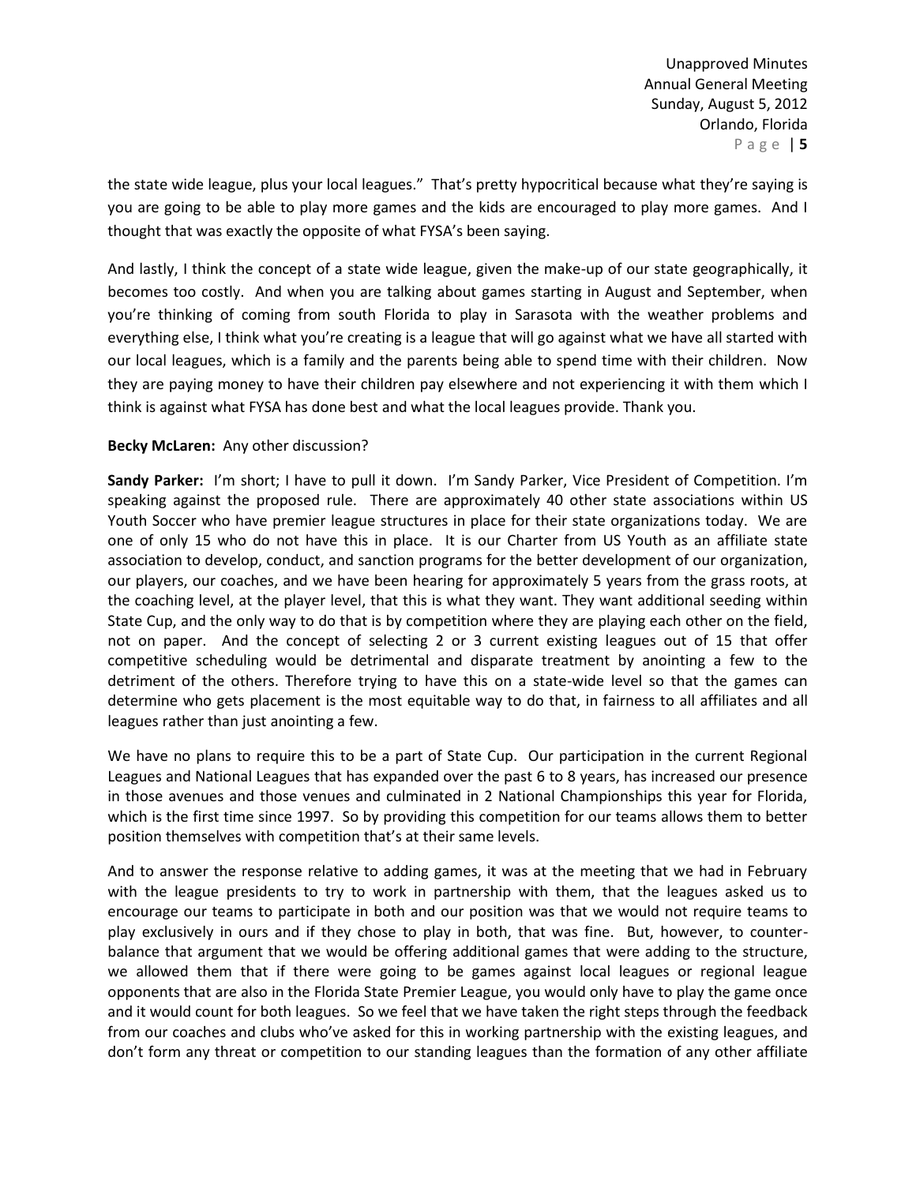the state wide league, plus your local leagues." That's pretty hypocritical because what they're saying is you are going to be able to play more games and the kids are encouraged to play more games. And I thought that was exactly the opposite of what FYSA's been saying.

And lastly, I think the concept of a state wide league, given the make-up of our state geographically, it becomes too costly. And when you are talking about games starting in August and September, when you're thinking of coming from south Florida to play in Sarasota with the weather problems and everything else, I think what you're creating is a league that will go against what we have all started with our local leagues, which is a family and the parents being able to spend time with their children. Now they are paying money to have their children pay elsewhere and not experiencing it with them which I think is against what FYSA has done best and what the local leagues provide. Thank you.

**Becky McLaren:** Any other discussion?

**Sandy Parker:** I'm short; I have to pull it down. I'm Sandy Parker, Vice President of Competition. I'm speaking against the proposed rule. There are approximately 40 other state associations within US Youth Soccer who have premier league structures in place for their state organizations today. We are one of only 15 who do not have this in place. It is our Charter from US Youth as an affiliate state association to develop, conduct, and sanction programs for the better development of our organization, our players, our coaches, and we have been hearing for approximately 5 years from the grass roots, at the coaching level, at the player level, that this is what they want. They want additional seeding within State Cup, and the only way to do that is by competition where they are playing each other on the field, not on paper. And the concept of selecting 2 or 3 current existing leagues out of 15 that offer competitive scheduling would be detrimental and disparate treatment by anointing a few to the detriment of the others. Therefore trying to have this on a state-wide level so that the games can determine who gets placement is the most equitable way to do that, in fairness to all affiliates and all leagues rather than just anointing a few.

We have no plans to require this to be a part of State Cup. Our participation in the current Regional Leagues and National Leagues that has expanded over the past 6 to 8 years, has increased our presence in those avenues and those venues and culminated in 2 National Championships this year for Florida, which is the first time since 1997. So by providing this competition for our teams allows them to better position themselves with competition that's at their same levels.

And to answer the response relative to adding games, it was at the meeting that we had in February with the league presidents to try to work in partnership with them, that the leagues asked us to encourage our teams to participate in both and our position was that we would not require teams to play exclusively in ours and if they chose to play in both, that was fine. But, however, to counter-balance that argument that we would be offering additional games that were adding to the structure, we allowed them that if there were going to be games against local leagues or regional league opponents that are also in the Florida State Premier League, you would only have to play the game once and it would count for both leagues. So we feel that we have taken the right steps through the feedback from our coaches and clubs who've asked for this in working partnership with the existing leagues, and don't form any threat or competition to our standing leagues than the formation of any other affiliate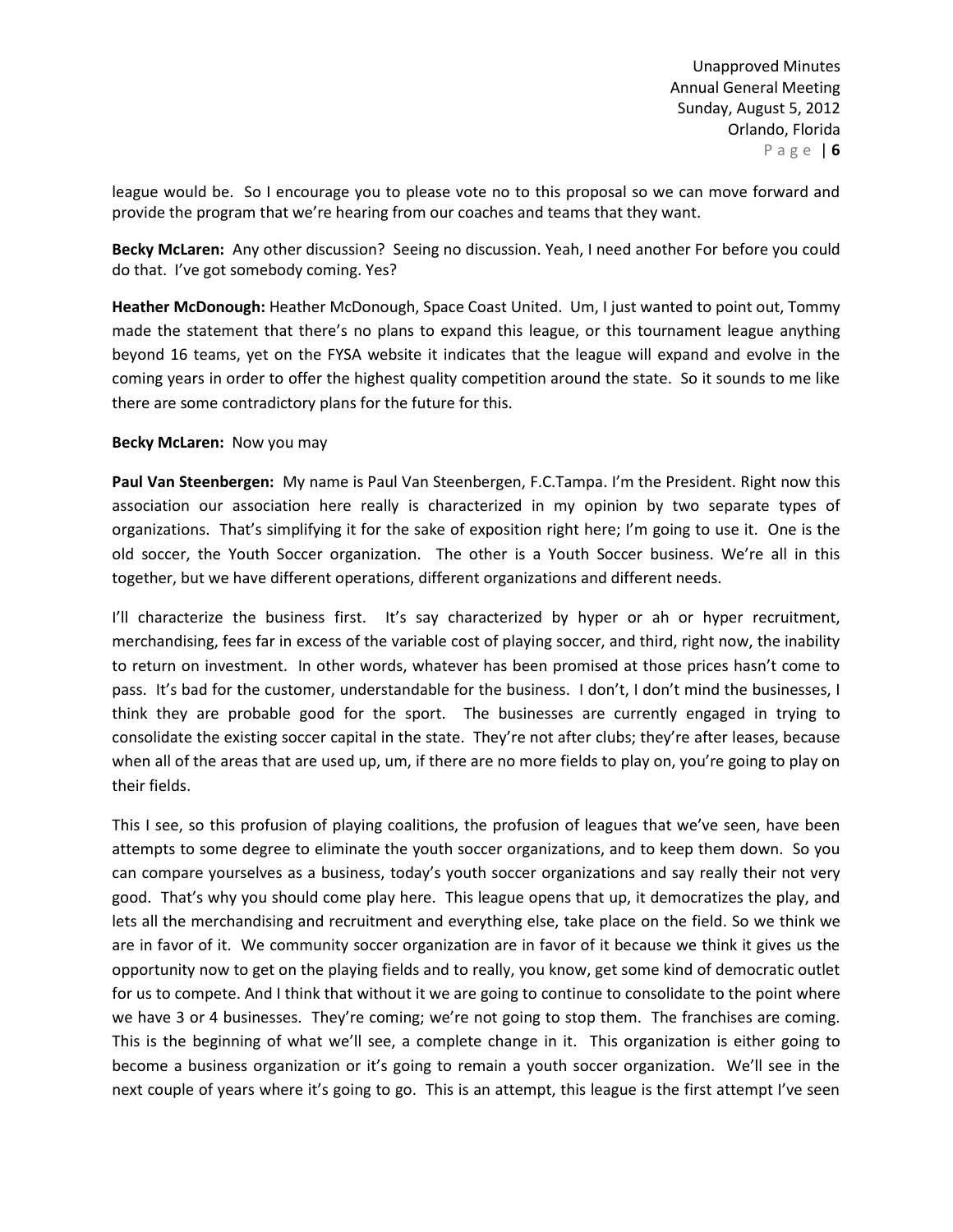league would be. So I encourage you to please vote no to this proposal so we can move forward and provide the program that we're hearing from our coaches and teams that they want.

**Becky McLaren:** Any other discussion? Seeing no discussion. Yeah, I need another For before you could do that. I've got somebody coming. Yes?

**Heather McDonough:** Heather McDonough, Space Coast United. Um, I just wanted to point out, Tommy made the statement that there's no plans to expand this league, or this tournament league anything beyond 16 teams, yet on the FYSA website it indicates that the league will expand and evolve in the coming years in order to offer the highest quality competition around the state. So it sounds to me like there are some contradictory plans for the future for this.

**Becky McLaren:** Now you may

**Paul Van Steenbergen:** My name is Paul Van Steenbergen, F.C.Tampa. I'm the President. Right now this association our association here really is characterized in my opinion by two separate types of organizations. That's simplifying it for the sake of exposition right here; I'm going to use it. One is the old soccer, the Youth Soccer organization. The other is a Youth Soccer business. We're all in this together, but we have different operations, different organizations and different needs.

I'll characterize the business first. It's say characterized by hyper or ah or hyper recruitment, merchandising, fees far in excess of the variable cost of playing soccer, and third, right now, the inability to return on investment. In other words, whatever has been promised at those prices hasn't come to pass. It's bad for the customer, understandable for the business. I don't, I don't mind the businesses, I think they are probable good for the sport. The businesses are currently engaged in trying to consolidate the existing soccer capital in the state. They're not after clubs; they're after leases, because when all of the areas that are used up, um, if there are no more fields to play on, you're going to play on their fields.

This I see, so this profusion of playing coalitions, the profusion of leagues that we've seen, have been attempts to some degree to eliminate the youth soccer organizations, and to keep them down. So you can compare yourselves as a business, today's youth soccer organizations and say really their not very good. That's why you should come play here. This league opens that up, it democratizes the play, and lets all the merchandising and recruitment and everything else, take place on the field. So we think we are in favor of it. We community soccer organization are in favor of it because we think it gives us the opportunity now to get on the playing fields and to really, you know, get some kind of democratic outlet for us to compete. And I think that without it we are going to continue to consolidate to the point where we have 3 or 4 businesses. They're coming; we're not going to stop them. The franchises are coming. This is the beginning of what we'll see, a complete change in it. This organization is either going to become a business organization or it's going to remain a youth soccer organization. We'll see in the next couple of years where it's going to go. This is an attempt, this league is the first attempt I've seen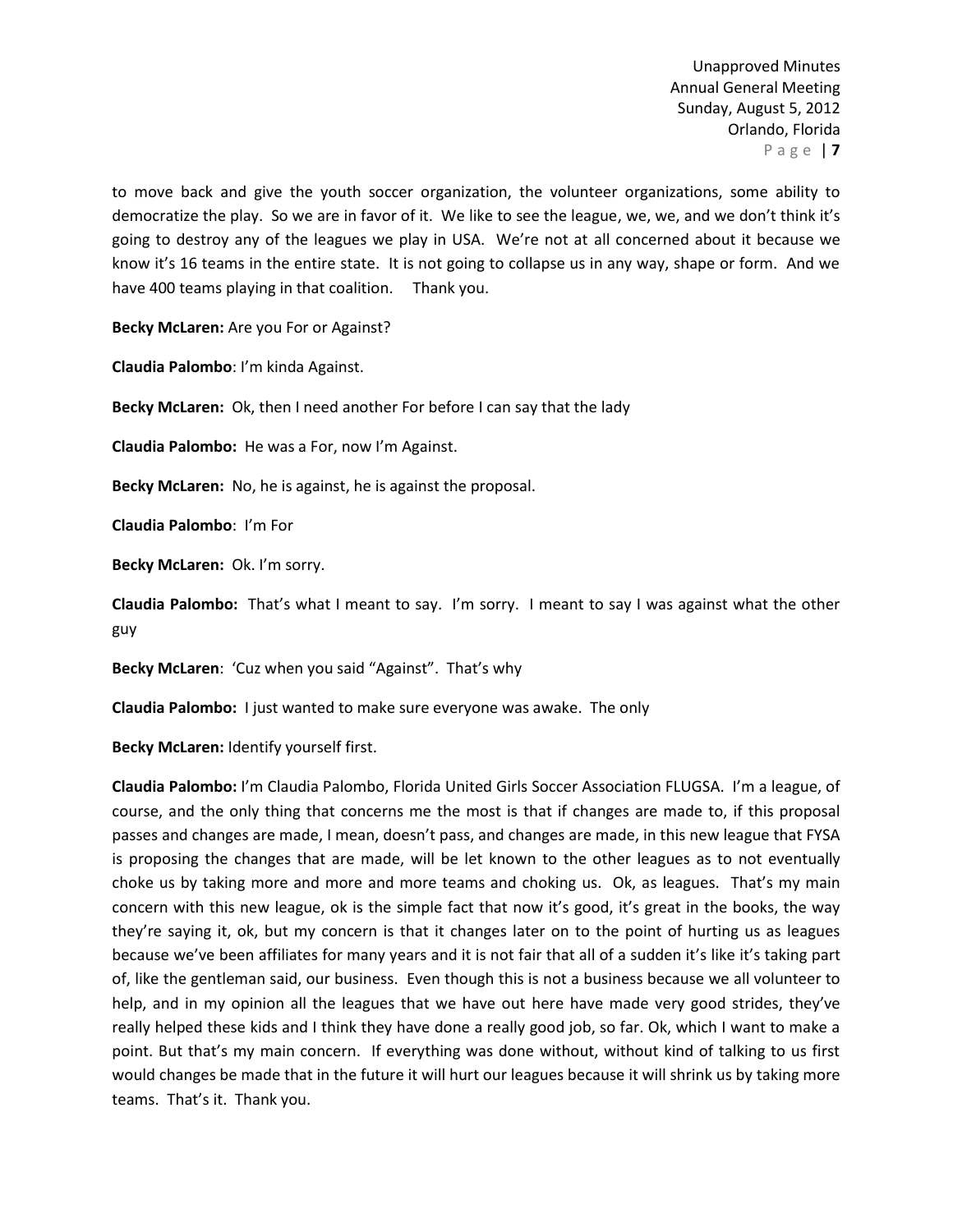to move back and give the youth soccer organization, the volunteer organizations, some ability to democratize the play. So we are in favor of it. We like to see the league, we, we, and we don't think it's going to destroy any of the leagues we play in USA. We're not at all concerned about it because we know it's 16 teams in the entire state. It is not going to collapse us in any way, shape or form. And we have 400 teams playing in that coalition. Thank you.

**Becky McLaren:** Are you For or Against?

**Claudia Palombo**: I'm kinda Against.

**Becky McLaren:** Ok, then I need another For before I can say that the lady

**Claudia Palombo:** He was a For, now I'm Against.

**Becky McLaren:** No, he is against, he is against the proposal.

**Claudia Palombo**: I'm For

**Becky McLaren:** Ok. I'm sorry.

**Claudia Palombo:** That's what I meant to say. I'm sorry. I meant to say I was against what the other guy

**Becky McLaren**: 'Cuz when you said "Against". That's why

**Claudia Palombo:** I just wanted to make sure everyone was awake. The only

**Becky McLaren:** Identify yourself first.

**Claudia Palombo:** I'm Claudia Palombo, Florida United Girls Soccer Association FLUGSA. I'm a league, of course, and the only thing that concerns me the most is that if changes are made to, if this proposal passes and changes are made, I mean, doesn't pass, and changes are made, in this new league that FYSA is proposing the changes that are made, will be let known to the other leagues as to not eventually choke us by taking more and more and more teams and choking us. Ok, as leagues. That's my main concern with this new league, ok is the simple fact that now it's good, it's great in the books, the way they're saying it, ok, but my concern is that it changes later on to the point of hurting us as leagues because we've been affiliates for many years and it is not fair that all of a sudden it's like it's taking part of, like the gentleman said, our business. Even though this is not a business because we all volunteer to help, and in my opinion all the leagues that we have out here have made very good strides, they've really helped these kids and I think they have done a really good job, so far. Ok, which I want to make a point. But that's my main concern. If everything was done without, without kind of talking to us first would changes be made that in the future it will hurt our leagues because it will shrink us by taking more teams. That's it. Thank you.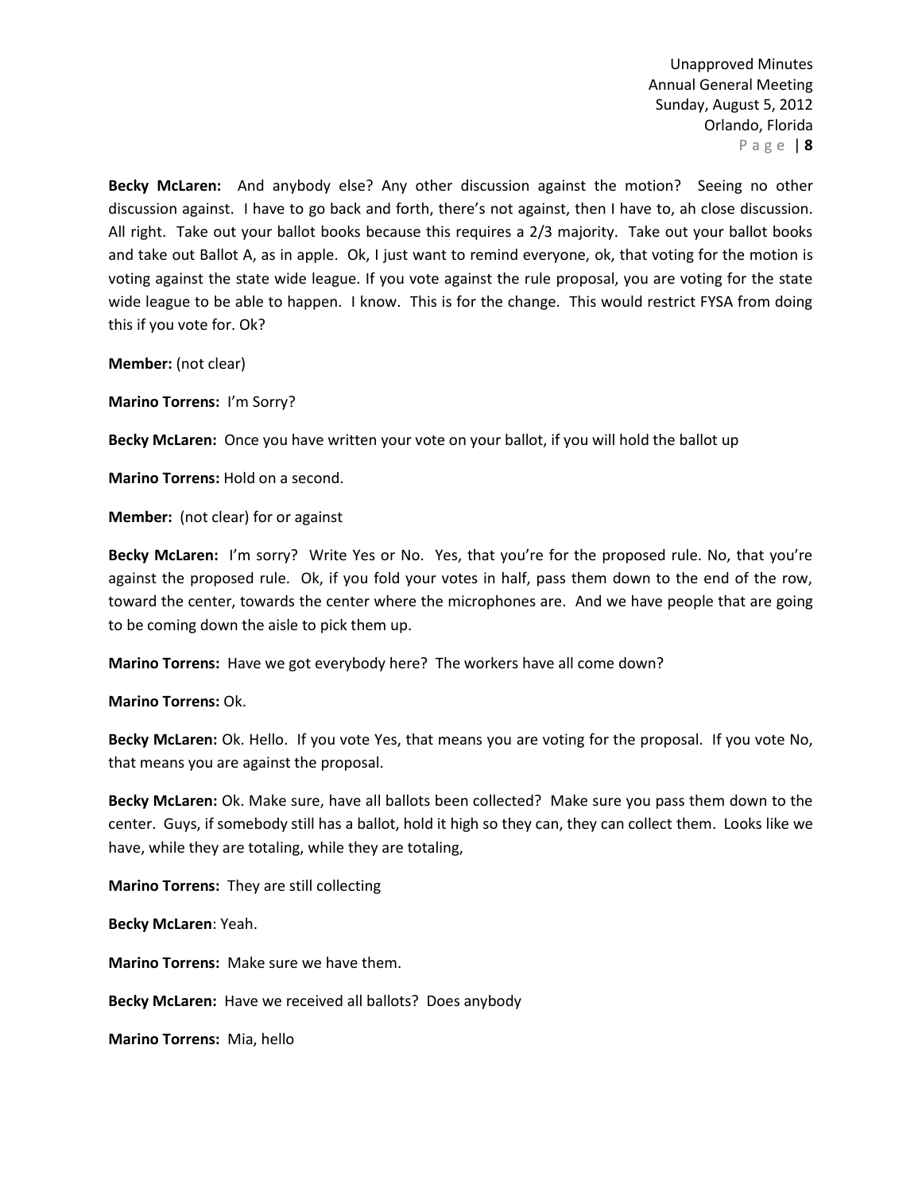**Becky McLaren:** And anybody else? Any other discussion against the motion? Seeing no other discussion against. I have to go back and forth, there's not against, then I have to, ah close discussion. All right. Take out your ballot books because this requires a 2/3 majority. Take out your ballot books and take out Ballot A, as in apple. Ok, I just want to remind everyone, ok, that voting for the motion is voting against the state wide league. If you vote against the rule proposal, you are voting for the state wide league to be able to happen. I know. This is for the change. This would restrict FYSA from doing this if you vote for. Ok?

**Member:** (not clear)

**Marino Torrens:** I'm Sorry?

**Becky McLaren:** Once you have written your vote on your ballot, if you will hold the ballot up

**Marino Torrens:** Hold on a second.

**Member:** (not clear) for or against

**Becky McLaren:** I'm sorry? Write Yes or No. Yes, that you're for the proposed rule. No, that you're against the proposed rule. Ok, if you fold your votes in half, pass them down to the end of the row, toward the center, towards the center where the microphones are. And we have people that are going to be coming down the aisle to pick them up.

**Marino Torrens:** Have we got everybody here? The workers have all come down?

**Marino Torrens:** Ok.

**Becky McLaren:** Ok. Hello. If you vote Yes, that means you are voting for the proposal. If you vote No, that means you are against the proposal.

**Becky McLaren:** Ok. Make sure, have all ballots been collected? Make sure you pass them down to the center. Guys, if somebody still has a ballot, hold it high so they can, they can collect them. Looks like we have, while they are totaling, while they are totaling,

**Marino Torrens:** They are still collecting

**Becky McLaren**: Yeah.

**Marino Torrens:** Make sure we have them.

**Becky McLaren:** Have we received all ballots? Does anybody

**Marino Torrens:** Mia, hello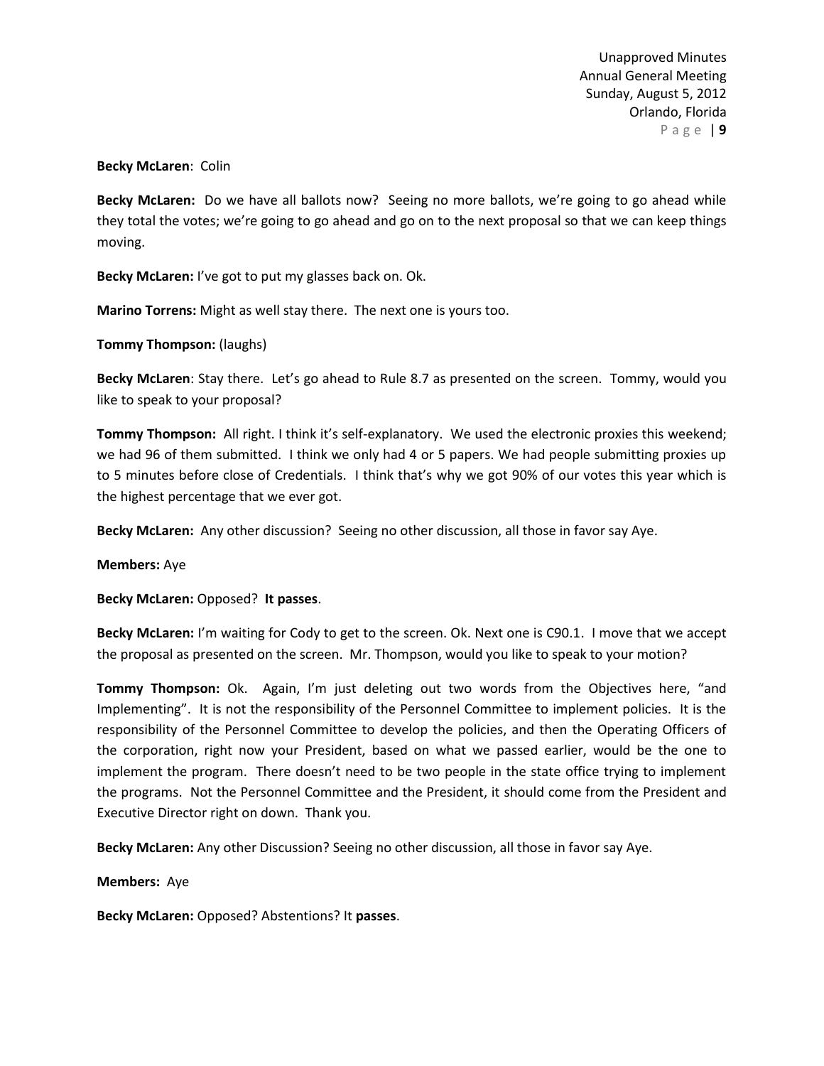**Becky McLaren**: Colin

**Becky McLaren:** Do we have all ballots now? Seeing no more ballots, we're going to go ahead while they total the votes; we're going to go ahead and go on to the next proposal so that we can keep things moving.

**Becky McLaren:** I've got to put my glasses back on. Ok.

**Marino Torrens:** Might as well stay there. The next one is yours too.

**Tommy Thompson:** (laughs)

**Becky McLaren**: Stay there. Let's go ahead to Rule 8.7 as presented on the screen. Tommy, would you like to speak to your proposal?

**Tommy Thompson:** All right. I think it's self-explanatory. We used the electronic proxies this weekend; we had 96 of them submitted. I think we only had 4 or 5 papers. We had people submitting proxies up to 5 minutes before close of Credentials. I think that's why we got 90% of our votes this year which is the highest percentage that we ever got.

**Becky McLaren:** Any other discussion? Seeing no other discussion, all those in favor say Aye.

**Members:** Aye

**Becky McLaren:** Opposed? **It passes**.

**Becky McLaren:** I'm waiting for Cody to get to the screen. Ok. Next one is C90.1. I move that we accept the proposal as presented on the screen. Mr. Thompson, would you like to speak to your motion?

**Tommy Thompson:** Ok. Again, I'm just deleting out two words from the Objectives here, "and Implementing". It is not the responsibility of the Personnel Committee to implement policies. It is the responsibility of the Personnel Committee to develop the policies, and then the Operating Officers of the corporation, right now your President, based on what we passed earlier, would be the one to implement the program. There doesn't need to be two people in the state office trying to implement the programs. Not the Personnel Committee and the President, it should come from the President and Executive Director right on down. Thank you.

**Becky McLaren:** Any other Discussion? Seeing no other discussion, all those in favor say Aye.

**Members:** Aye

**Becky McLaren:** Opposed? Abstentions? It **passes**.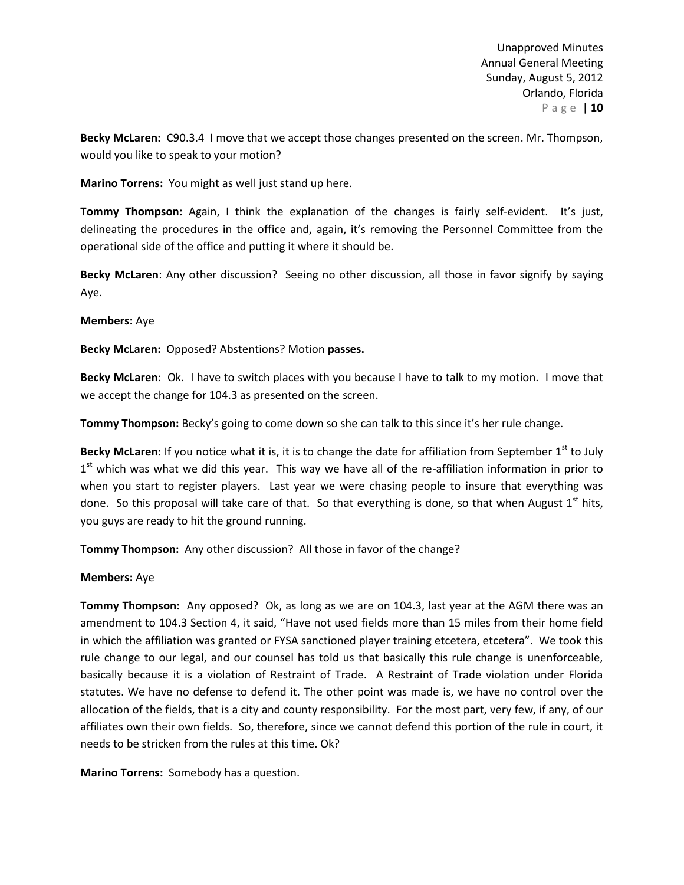**Becky McLaren:** C90.3.4 I move that we accept those changes presented on the screen. Mr. Thompson, would you like to speak to your motion?

**Marino Torrens:** You might as well just stand up here.

**Tommy Thompson:** Again, I think the explanation of the changes is fairly self-evident. It's just, delineating the procedures in the office and, again, it's removing the Personnel Committee from the operational side of the office and putting it where it should be.

**Becky McLaren**: Any other discussion? Seeing no other discussion, all those in favor signify by saying Aye.

**Members:** Aye

**Becky McLaren:** Opposed? Abstentions? Motion **passes.**

**Becky McLaren**: Ok. I have to switch places with you because I have to talk to my motion. I move that we accept the change for 104.3 as presented on the screen.

**Tommy Thompson:** Becky's going to come down so she can talk to this since it's her rule change.

**Becky McLaren:** If you notice what it is, it is to change the date for affiliation from September 1st to July 1st which was what we did this year. This way we have all of the re-affiliation information in prior to when you start to register players. Last year we were chasing people to insure that everything was done. So this proposal will take care of that. So that everything is done, so that when August 1st hits, you guys are ready to hit the ground running.

**Tommy Thompson:** Any other discussion? All those in favor of the change?

**Members:** Aye

**Tommy Thompson:** Any opposed? Ok, as long as we are on 104.3, last year at the AGM there was an amendment to 104.3 Section 4, it said, "Have not used fields more than 15 miles from their home field in which the affiliation was granted or FYSA sanctioned player training etcetera, etcetera". We took this rule change to our legal, and our counsel has told us that basically this rule change is unenforceable, basically because it is a violation of Restraint of Trade. A Restraint of Trade violation under Florida statutes. We have no defense to defend it. The other point was made is, we have no control over the allocation of the fields, that is a city and county responsibility. For the most part, very few, if any, of our affiliates own their own fields. So, therefore, since we cannot defend this portion of the rule in court, it needs to be stricken from the rules at this time. Ok?

**Marino Torrens:** Somebody has a question.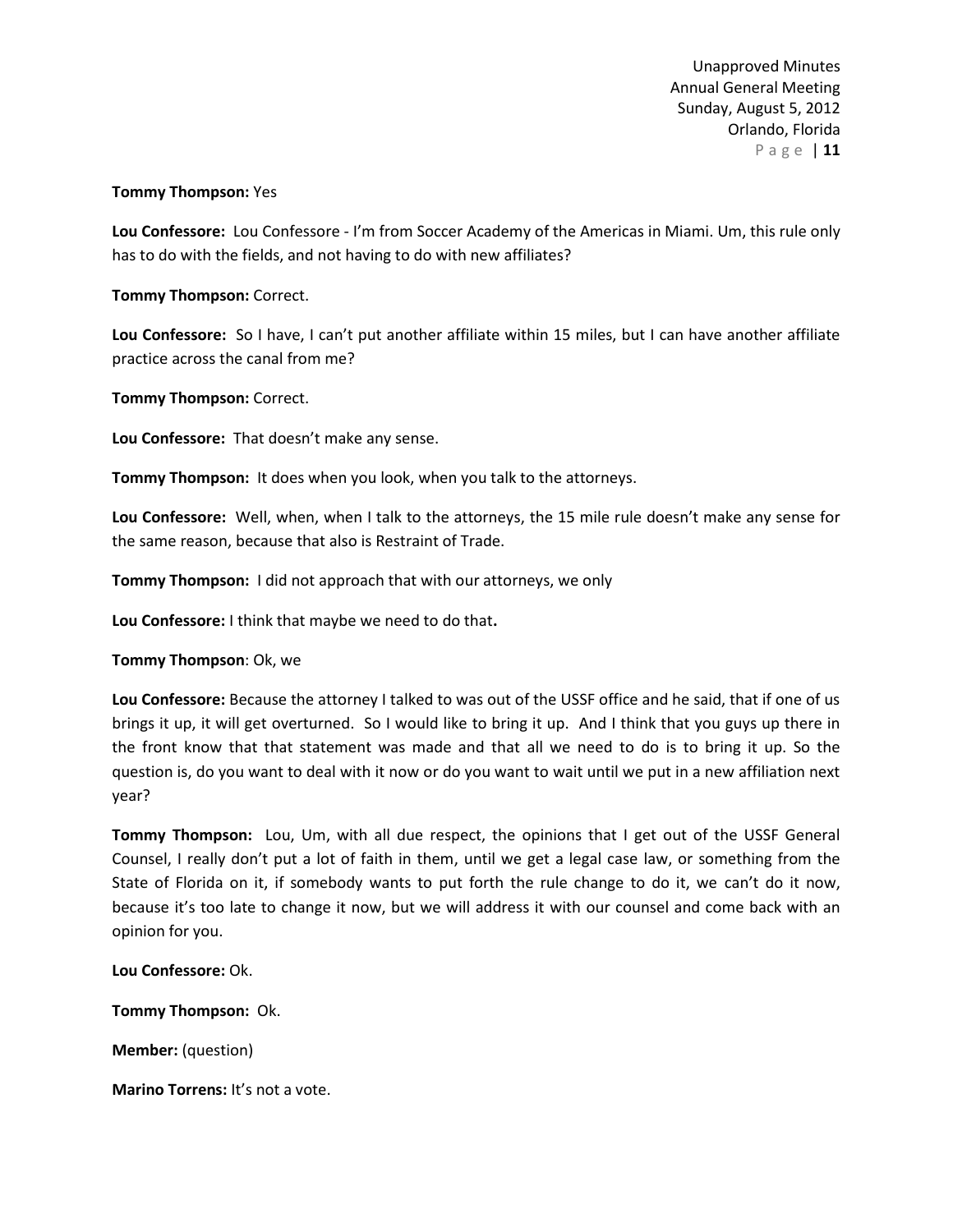**Tommy Thompson:** Yes

**Lou Confessore:** Lou Confessore - I'm from Soccer Academy of the Americas in Miami. Um, this rule only has to do with the fields, and not having to do with new affiliates?

**Tommy Thompson:** Correct.

**Lou Confessore:** So I have, I can't put another affiliate within 15 miles, but I can have another affiliate practice across the canal from me?

**Tommy Thompson:** Correct.

**Lou Confessore:** That doesn't make any sense.

**Tommy Thompson:** It does when you look, when you talk to the attorneys.

**Lou Confessore:** Well, when, when I talk to the attorneys, the 15 mile rule doesn't make any sense for the same reason, because that also is Restraint of Trade.

**Tommy Thompson:** I did not approach that with our attorneys, we only

**Lou Confessore:** I think that maybe we need to do that.

**Tommy Thompson**: Ok, we

**Lou Confessore:** Because the attorney I talked to was out of the USSF office and he said, that if one of us brings it up, it will get overturned. So I would like to bring it up. And I think that you guys up there in the front know that that statement was made and that all we need to do is to bring it up. So the question is, do you want to deal with it now or do you want to wait until we put in a new affiliation next year?

**Tommy Thompson:** Lou, Um, with all due respect, the opinions that I get out of the USSF General Counsel, I really don't put a lot of faith in them, until we get a legal case law, or something from the State of Florida on it, if somebody wants to put forth the rule change to do it, we can't do it now, because it's too late to change it now, but we will address it with our counsel and come back with an opinion for you.

**Lou Confessore:** Ok.

**Tommy Thompson:** Ok.

**Member:** (question)

**Marino Torrens:** It's not a vote.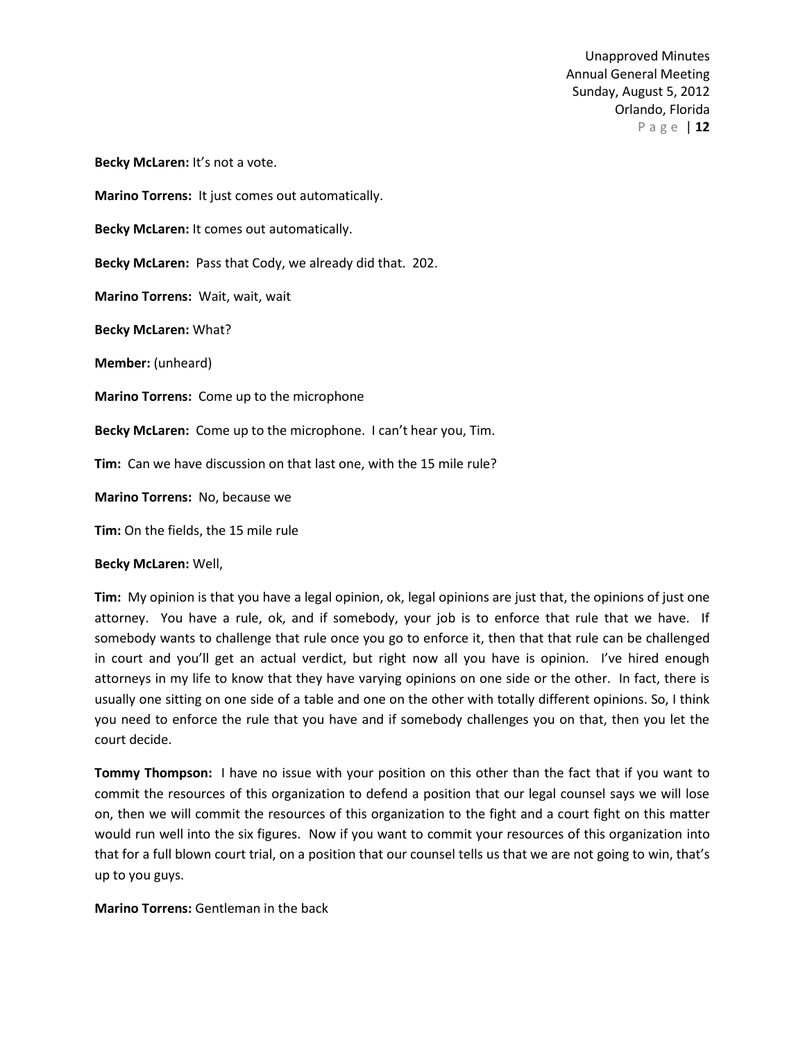**Becky McLaren:** It's not a vote.

**Marino Torrens:** It just comes out automatically.

**Becky McLaren:** It comes out automatically.

**Becky McLaren:** Pass that Cody, we already did that. 202.

**Marino Torrens:** Wait, wait, wait

**Becky McLaren:** What?

**Member:** (unheard)

**Marino Torrens:** Come up to the microphone

**Becky McLaren:** Come up to the microphone. I can't hear you, Tim.

**Tim:** Can we have discussion on that last one, with the 15 mile rule?

**Marino Torrens:** No, because we

**Tim:** On the fields, the 15 mile rule

**Becky McLaren:** Well,

**Tim:** My opinion is that you have a legal opinion, ok, legal opinions are just that, the opinions of just one attorney. You have a rule, ok, and if somebody, your job is to enforce that rule that we have. If somebody wants to challenge that rule once you go to enforce it, then that that rule can be challenged in court and you'll get an actual verdict, but right now all you have is opinion. I've hired enough attorneys in my life to know that they have varying opinions on one side or the other. In fact, there is usually one sitting on one side of a table and one on the other with totally different opinions. So, I think you need to enforce the rule that you have and if somebody challenges you on that, then you let the court decide.

**Tommy Thompson:** I have no issue with your position on this other than the fact that if you want to commit the resources of this organization to defend a position that our legal counsel says we will lose on, then we will commit the resources of this organization to the fight and a court fight on this matter would run well into the six figures. Now if you want to commit your resources of this organization into that for a full blown court trial, on a position that our counsel tells us that we are not going to win, that's up to you guys.

**Marino Torrens:** Gentleman in the back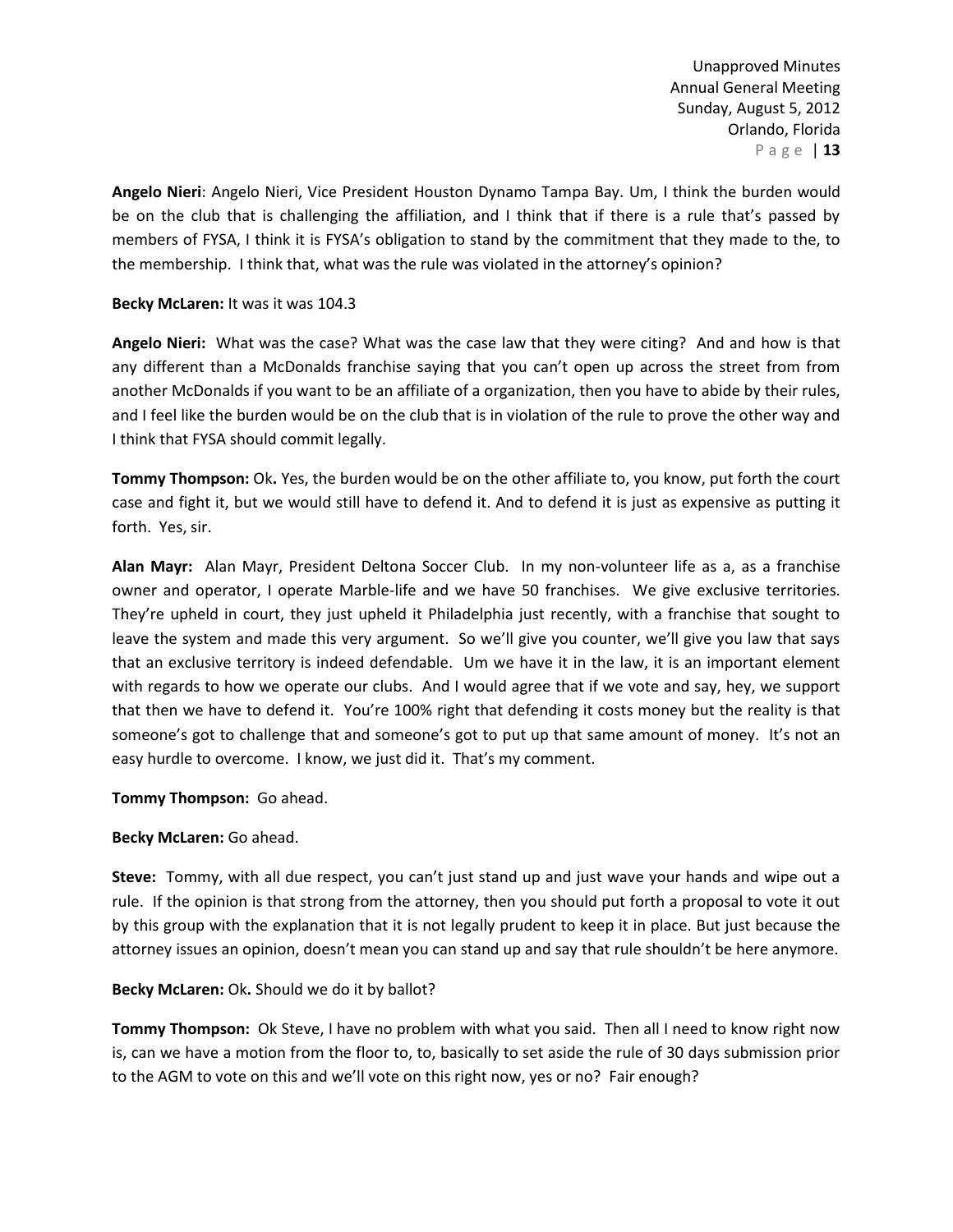**Angelo Nieri**: Angelo Nieri, Vice President Houston Dynamo Tampa Bay. Um, I think the burden would be on the club that is challenging the affiliation, and I think that if there is a rule that's passed by members of FYSA, I think it is FYSA's obligation to stand by the commitment that they made to the, to the membership. I think that, what was the rule was violated in the attorney's opinion?

**Becky McLaren:** It was it was 104.3

**Angelo Nieri:** What was the case? What was the case law that they were citing? And and how is that any different than a McDonalds franchise saying that you can't open up across the street from from another McDonalds if you want to be an affiliate of a organization, then you have to abide by their rules, and I feel like the burden would be on the club that is in violation of the rule to prove the other way and I think that FYSA should commit legally.

**Tommy Thompson:** Ok**.** Yes, the burden would be on the other affiliate to, you know, put forth the court case and fight it, but we would still have to defend it. And to defend it is just as expensive as putting it forth. Yes, sir.

**Alan Mayr:** Alan Mayr, President Deltona Soccer Club. In my non-volunteer life as a, as a franchise owner and operator, I operate Marble-life and we have 50 franchises. We give exclusive territories. They're upheld in court, they just upheld it Philadelphia just recently, with a franchise that sought to leave the system and made this very argument. So we'll give you counter, we'll give you law that says that an exclusive territory is indeed defendable. Um we have it in the law, it is an important element with regards to how we operate our clubs. And I would agree that if we vote and say, hey, we support that then we have to defend it. You're 100% right that defending it costs money but the reality is that someone's got to challenge that and someone's got to put up that same amount of money. It's not an easy hurdle to overcome. I know, we just did it. That's my comment.

**Tommy Thompson:** Go ahead.

**Becky McLaren:** Go ahead.

**Steve:** Tommy, with all due respect, you can't just stand up and just wave your hands and wipe out a rule. If the opinion is that strong from the attorney, then you should put forth a proposal to vote it out by this group with the explanation that it is not legally prudent to keep it in place. But just because the attorney issues an opinion, doesn't mean you can stand up and say that rule shouldn't be here anymore.

**Becky McLaren:** Ok**.** Should we do it by ballot?

**Tommy Thompson:** Ok Steve, I have no problem with what you said. Then all I need to know right now is, can we have a motion from the floor to, to, basically to set aside the rule of 30 days submission prior to the AGM to vote on this and we'll vote on this right now, yes or no? Fair enough?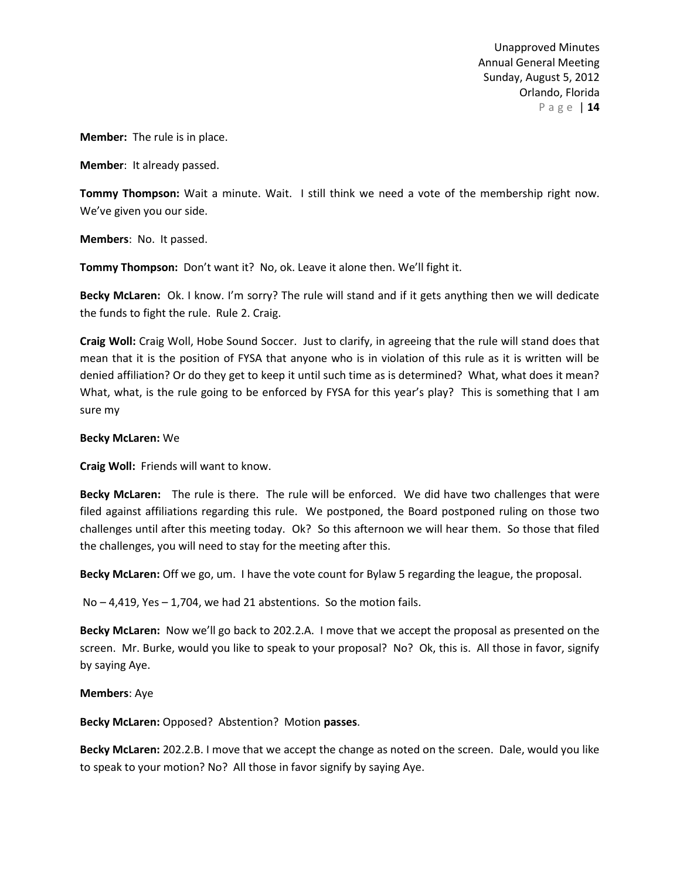**Member:** The rule is in place.

**Member**: It already passed.

**Tommy Thompson:** Wait a minute. Wait. I still think we need a vote of the membership right now. We've given you our side.

**Members**: No. It passed.

**Tommy Thompson:** Don't want it? No, ok. Leave it alone then. We'll fight it.

**Becky McLaren:** Ok. I know. I'm sorry? The rule will stand and if it gets anything then we will dedicate the funds to fight the rule. Rule 2. Craig.

**Craig Woll:** Craig Woll, Hobe Sound Soccer. Just to clarify, in agreeing that the rule will stand does that mean that it is the position of FYSA that anyone who is in violation of this rule as it is written will be denied affiliation? Or do they get to keep it until such time as is determined? What, what does it mean? What, what, is the rule going to be enforced by FYSA for this year's play? This is something that I am sure my

**Becky McLaren:** We

**Craig Woll:** Friends will want to know.

**Becky McLaren:** The rule is there. The rule will be enforced. We did have two challenges that were filed against affiliations regarding this rule. We postponed, the Board postponed ruling on those two challenges until after this meeting today. Ok? So this afternoon we will hear them. So those that filed the challenges, you will need to stay for the meeting after this.

**Becky McLaren:** Off we go, um. I have the vote count for Bylaw 5 regarding the league, the proposal.

No – 4,419, Yes – 1,704, we had 21 abstentions. So the motion fails.

**Becky McLaren:** Now we'll go back to 202.2.A. I move that we accept the proposal as presented on the screen. Mr. Burke, would you like to speak to your proposal? No? Ok, this is. All those in favor, signify by saying Aye.

**Members**: Aye

**Becky McLaren:** Opposed? Abstention? Motion **passes**.

**Becky McLaren:** 202.2.B. I move that we accept the change as noted on the screen. Dale, would you like to speak to your motion? No? All those in favor signify by saying Aye.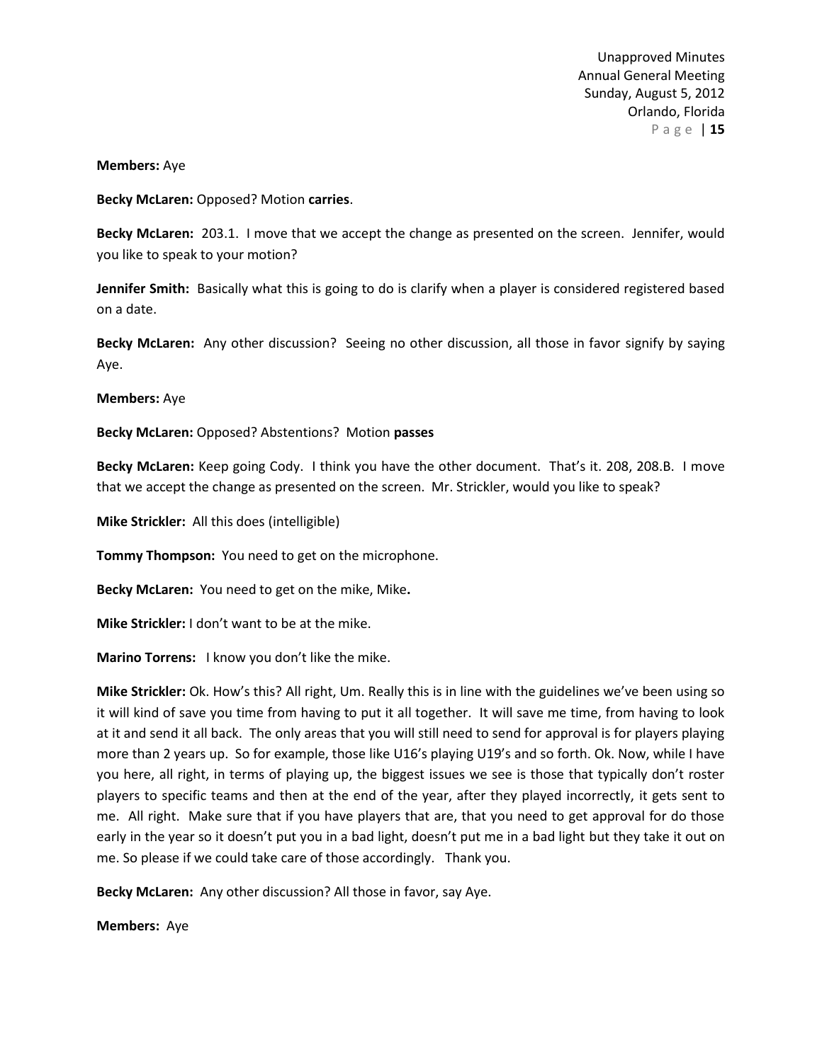**Members:** Aye

**Becky McLaren:** Opposed? Motion **carries**.

**Becky McLaren:** 203.1. I move that we accept the change as presented on the screen. Jennifer, would you like to speak to your motion?

**Jennifer Smith:** Basically what this is going to do is clarify when a player is considered registered based on a date.

**Becky McLaren:** Any other discussion? Seeing no other discussion, all those in favor signify by saying Aye.

**Members:** Aye

**Becky McLaren:** Opposed? Abstentions? Motion **passes**

**Becky McLaren:** Keep going Cody. I think you have the other document. That's it. 208, 208.B. I move that we accept the change as presented on the screen. Mr. Strickler, would you like to speak?

**Mike Strickler:** All this does (intelligible)

**Tommy Thompson:** You need to get on the microphone.

**Becky McLaren:** You need to get on the mike, Mike**.**

**Mike Strickler:** I don't want to be at the mike.

**Marino Torrens:** I know you don't like the mike.

**Mike Strickler:** Ok. How's this? All right, Um. Really this is in line with the guidelines we've been using so it will kind of save you time from having to put it all together. It will save me time, from having to look at it and send it all back. The only areas that you will still need to send for approval is for players playing more than 2 years up. So for example, those like U16's playing U19's and so forth. Ok. Now, while I have you here, all right, in terms of playing up, the biggest issues we see is those that typically don't roster players to specific teams and then at the end of the year, after they played incorrectly, it gets sent to me. All right. Make sure that if you have players that are, that you need to get approval for do those early in the year so it doesn't put you in a bad light, doesn't put me in a bad light but they take it out on me. So please if we could take care of those accordingly. Thank you.

**Becky McLaren:** Any other discussion? All those in favor, say Aye.

**Members:** Aye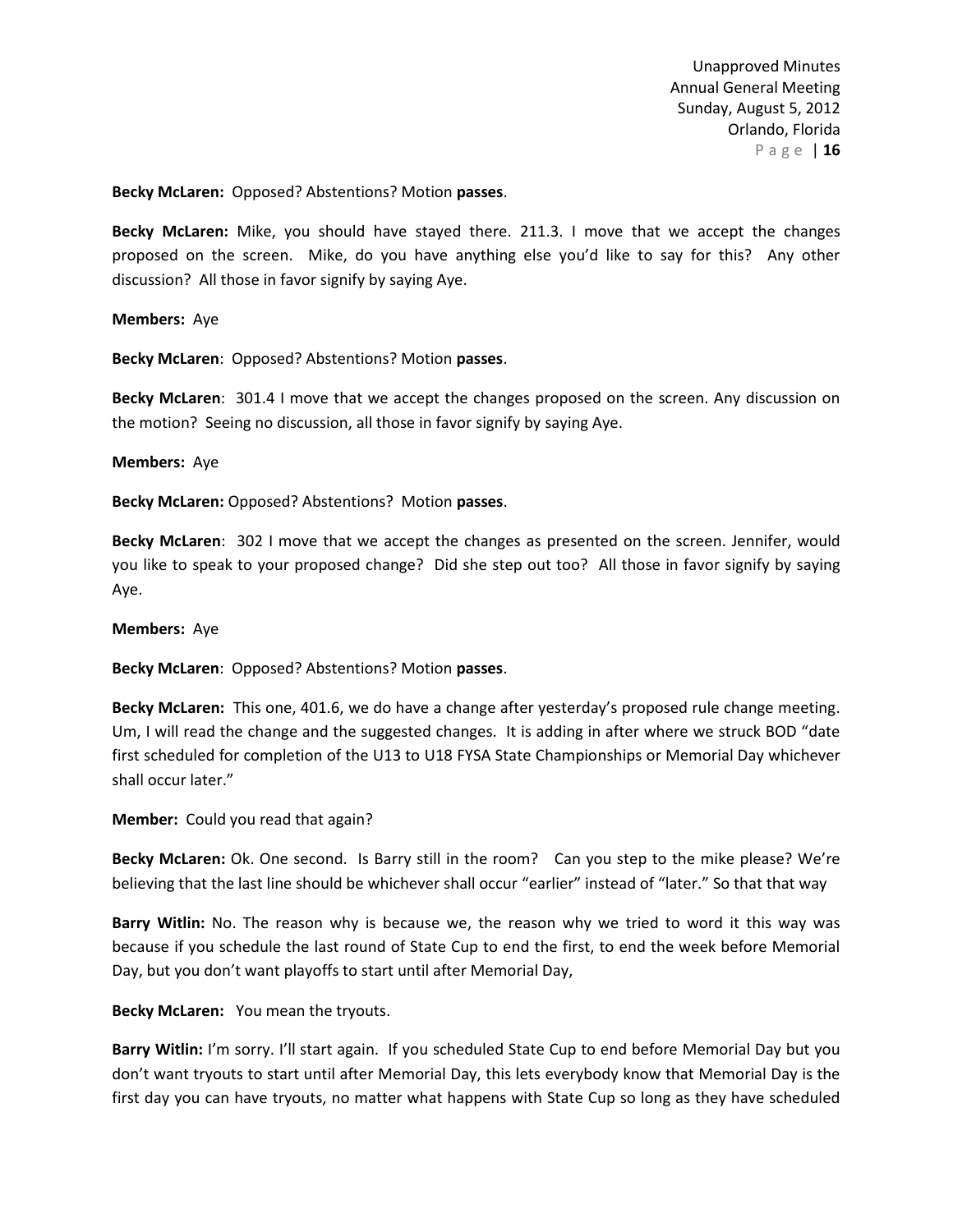**Becky McLaren:** Opposed? Abstentions? Motion **passes**.

**Becky McLaren:** Mike, you should have stayed there. 211.3. I move that we accept the changes proposed on the screen. Mike, do you have anything else you'd like to say for this? Any other discussion? All those in favor signify by saying Aye.

**Members:** Aye

**Becky McLaren**: Opposed? Abstentions? Motion **passes**.

**Becky McLaren**: 301.4 I move that we accept the changes proposed on the screen. Any discussion on the motion? Seeing no discussion, all those in favor signify by saying Aye.

**Members:** Aye

**Becky McLaren:** Opposed? Abstentions? Motion **passes**.

**Becky McLaren**: 302 I move that we accept the changes as presented on the screen. Jennifer, would you like to speak to your proposed change? Did she step out too? All those in favor signify by saying Aye.

**Members:** Aye

**Becky McLaren**: Opposed? Abstentions? Motion **passes**.

**Becky McLaren:** This one, 401.6, we do have a change after yesterday's proposed rule change meeting. Um, I will read the change and the suggested changes. It is adding in after where we struck BOD "date first scheduled for completion of the U13 to U18 FYSA State Championships or Memorial Day whichever shall occur later."

**Member:** Could you read that again?

**Becky McLaren:** Ok. One second. Is Barry still in the room? Can you step to the mike please? We're believing that the last line should be whichever shall occur "earlier" instead of "later." So that that way

**Barry Witlin:** No. The reason why is because we, the reason why we tried to word it this way was because if you schedule the last round of State Cup to end the first, to end the week before Memorial Day, but you don't want playoffs to start until after Memorial Day,

**Becky McLaren:** You mean the tryouts.

**Barry Witlin:** I'm sorry. I'll start again. If you scheduled State Cup to end before Memorial Day but you don't want tryouts to start until after Memorial Day, this lets everybody know that Memorial Day is the first day you can have tryouts, no matter what happens with State Cup so long as they have scheduled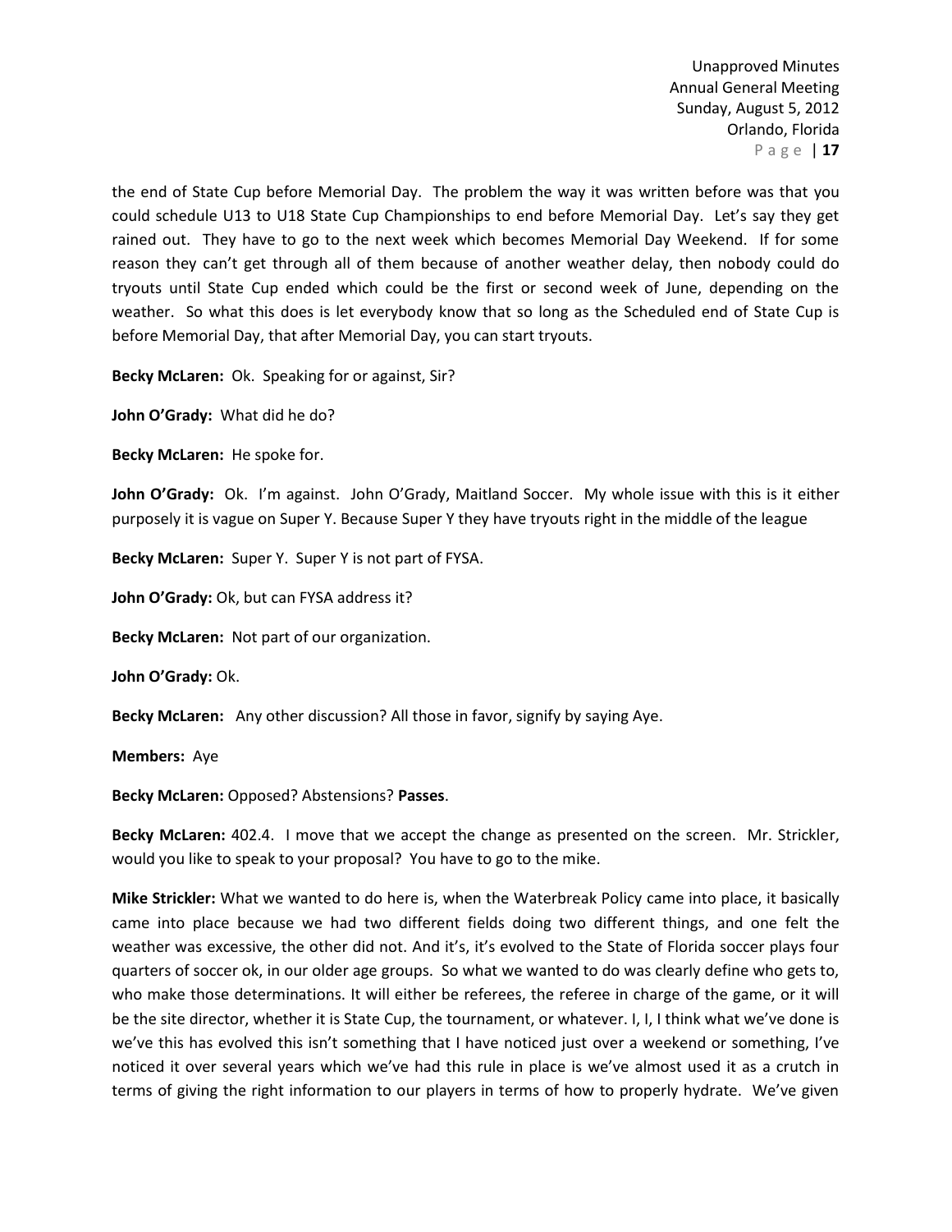the end of State Cup before Memorial Day. The problem the way it was written before was that you could schedule U13 to U18 State Cup Championships to end before Memorial Day. Let's say they get rained out. They have to go to the next week which becomes Memorial Day Weekend. If for some reason they can't get through all of them because of another weather delay, then nobody could do tryouts until State Cup ended which could be the first or second week of June, depending on the weather. So what this does is let everybody know that so long as the Scheduled end of State Cup is before Memorial Day, that after Memorial Day, you can start tryouts.

**Becky McLaren:** Ok. Speaking for or against, Sir?

**John O'Grady:** What did he do?

**Becky McLaren:** He spoke for.

**John O'Grady:** Ok. I'm against. John O'Grady, Maitland Soccer. My whole issue with this is it either purposely it is vague on Super Y. Because Super Y they have tryouts right in the middle of the league

**Becky McLaren:** Super Y. Super Y is not part of FYSA.

**John O'Grady:** Ok, but can FYSA address it?

**Becky McLaren:** Not part of our organization.

**John O'Grady:** Ok.

**Becky McLaren:** Any other discussion? All those in favor, signify by saying Aye.

**Members:** Aye

**Becky McLaren:** Opposed? Abstensions? **Passes**.

**Becky McLaren:** 402.4. I move that we accept the change as presented on the screen. Mr. Strickler, would you like to speak to your proposal? You have to go to the mike.

**Mike Strickler:** What we wanted to do here is, when the Waterbreak Policy came into place, it basically came into place because we had two different fields doing two different things, and one felt the weather was excessive, the other did not. And it's, it's evolved to the State of Florida soccer plays four quarters of soccer ok, in our older age groups. So what we wanted to do was clearly define who gets to, who make those determinations. It will either be referees, the referee in charge of the game, or it will be the site director, whether it is State Cup, the tournament, or whatever. I, I, I think what we've done is we've this has evolved this isn't something that I have noticed just over a weekend or something, I've noticed it over several years which we've had this rule in place is we've almost used it as a crutch in terms of giving the right information to our players in terms of how to properly hydrate. We've given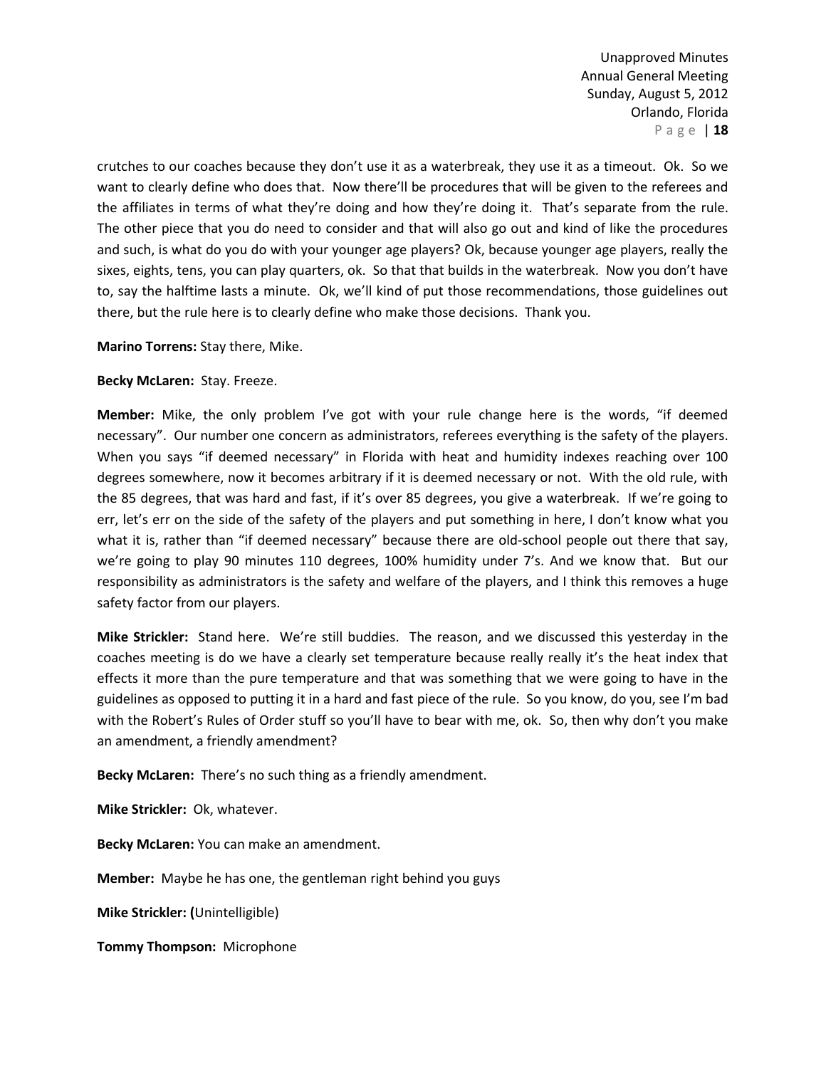crutches to our coaches because they don't use it as a waterbreak, they use it as a timeout. Ok. So we want to clearly define who does that. Now there'll be procedures that will be given to the referees and the affiliates in terms of what they're doing and how they're doing it. That's separate from the rule. The other piece that you do need to consider and that will also go out and kind of like the procedures and such, is what do you do with your younger age players? Ok, because younger age players, really the sixes, eights, tens, you can play quarters, ok. So that that builds in the waterbreak. Now you don't have to, say the halftime lasts a minute. Ok, we'll kind of put those recommendations, those guidelines out there, but the rule here is to clearly define who make those decisions. Thank you.

**Marino Torrens:** Stay there, Mike.

**Becky McLaren:** Stay. Freeze.

**Member:** Mike, the only problem I've got with your rule change here is the words, "if deemed necessary". Our number one concern as administrators, referees everything is the safety of the players. When you says "if deemed necessary" in Florida with heat and humidity indexes reaching over 100 degrees somewhere, now it becomes arbitrary if it is deemed necessary or not. With the old rule, with the 85 degrees, that was hard and fast, if it's over 85 degrees, you give a waterbreak. If we're going to err, let's err on the side of the safety of the players and put something in here, I don't know what you what it is, rather than "if deemed necessary" because there are old-school people out there that say, we're going to play 90 minutes 110 degrees, 100% humidity under 7's. And we know that. But our responsibility as administrators is the safety and welfare of the players, and I think this removes a huge safety factor from our players.

**Mike Strickler:** Stand here. We're still buddies. The reason, and we discussed this yesterday in the coaches meeting is do we have a clearly set temperature because really really it's the heat index that effects it more than the pure temperature and that was something that we were going to have in the guidelines as opposed to putting it in a hard and fast piece of the rule. So you know, do you, see I'm bad with the Robert's Rules of Order stuff so you'll have to bear with me, ok. So, then why don't you make an amendment, a friendly amendment?

**Becky McLaren:** There's no such thing as a friendly amendment.

**Mike Strickler:** Ok, whatever.

**Becky McLaren:** You can make an amendment.

**Member:** Maybe he has one, the gentleman right behind you guys

**Mike Strickler: (**Unintelligible)

**Tommy Thompson:** Microphone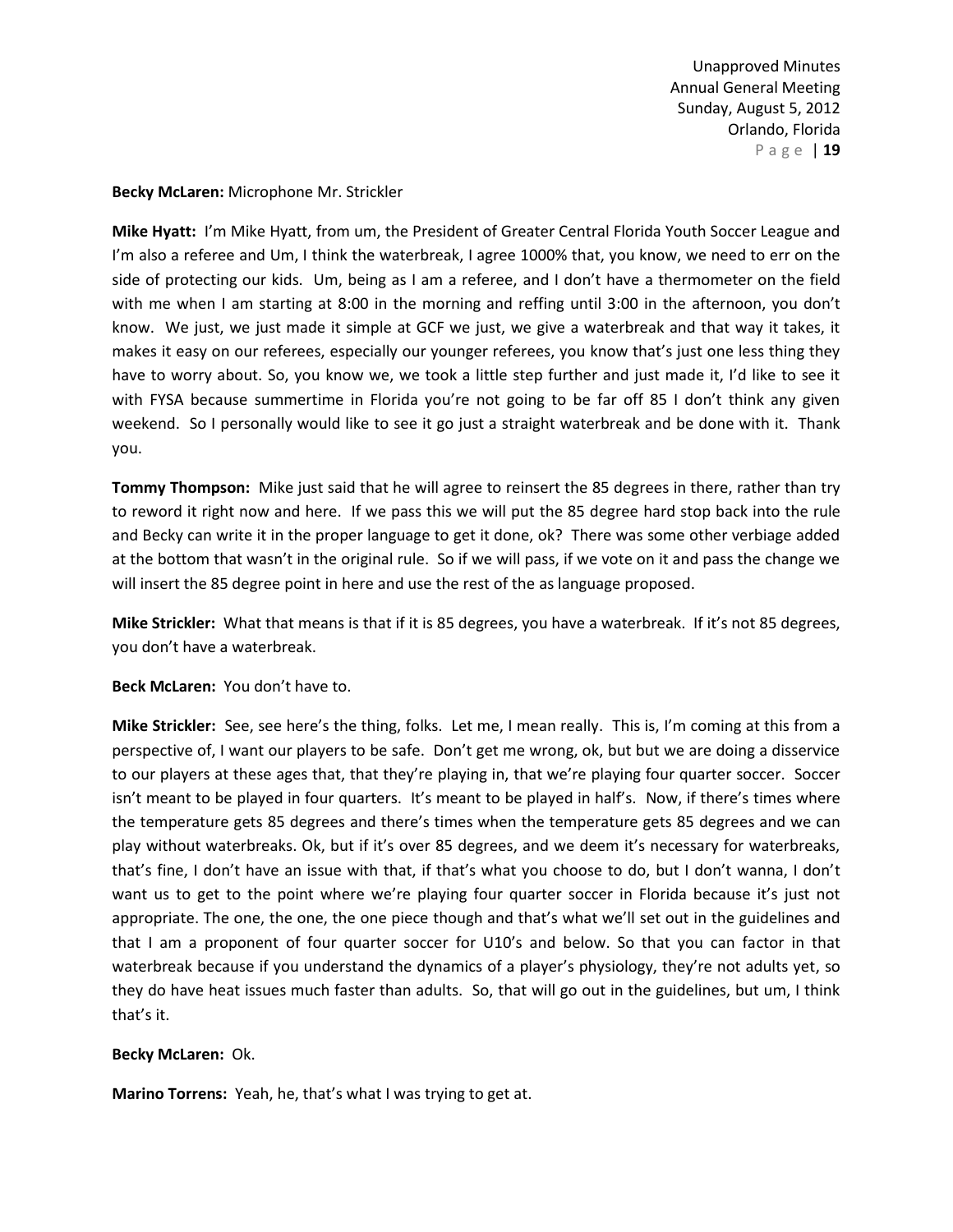**Becky McLaren:** Microphone Mr. Strickler

**Mike Hyatt:** I'm Mike Hyatt, from um, the President of Greater Central Florida Youth Soccer League and I'm also a referee and Um, I think the waterbreak, I agree 1000% that, you know, we need to err on the side of protecting our kids. Um, being as I am a referee, and I don't have a thermometer on the field with me when I am starting at 8:00 in the morning and reffing until 3:00 in the afternoon, you don't know. We just, we just made it simple at GCF we just, we give a waterbreak and that way it takes, it makes it easy on our referees, especially our younger referees, you know that's just one less thing they have to worry about. So, you know we, we took a little step further and just made it, I'd like to see it with FYSA because summertime in Florida you're not going to be far off 85 I don't think any given weekend. So I personally would like to see it go just a straight waterbreak and be done with it. Thank you.

**Tommy Thompson:** Mike just said that he will agree to reinsert the 85 degrees in there, rather than try to reword it right now and here. If we pass this we will put the 85 degree hard stop back into the rule and Becky can write it in the proper language to get it done, ok? There was some other verbiage added at the bottom that wasn't in the original rule. So if we will pass, if we vote on it and pass the change we will insert the 85 degree point in here and use the rest of the as language proposed.

**Mike Strickler:** What that means is that if it is 85 degrees, you have a waterbreak. If it's not 85 degrees, you don't have a waterbreak.

**Beck McLaren:** You don't have to.

**Mike Strickler:** See, see here's the thing, folks. Let me, I mean really. This is, I'm coming at this from a perspective of, I want our players to be safe. Don't get me wrong, ok, but but we are doing a disservice to our players at these ages that, that they're playing in, that we're playing four quarter soccer. Soccer isn't meant to be played in four quarters. It's meant to be played in half's. Now, if there's times where the temperature gets 85 degrees and there's times when the temperature gets 85 degrees and we can play without waterbreaks. Ok, but if it's over 85 degrees, and we deem it's necessary for waterbreaks, that's fine, I don't have an issue with that, if that's what you choose to do, but I don't wanna, I don't want us to get to the point where we're playing four quarter soccer in Florida because it's just not appropriate. The one, the one, the one piece though and that's what we'll set out in the guidelines and that I am a proponent of four quarter soccer for U10's and below. So that you can factor in that waterbreak because if you understand the dynamics of a player's physiology, they're not adults yet, so they do have heat issues much faster than adults. So, that will go out in the guidelines, but um, I think that's it.

**Becky McLaren:** Ok.

**Marino Torrens:** Yeah, he, that's what I was trying to get at.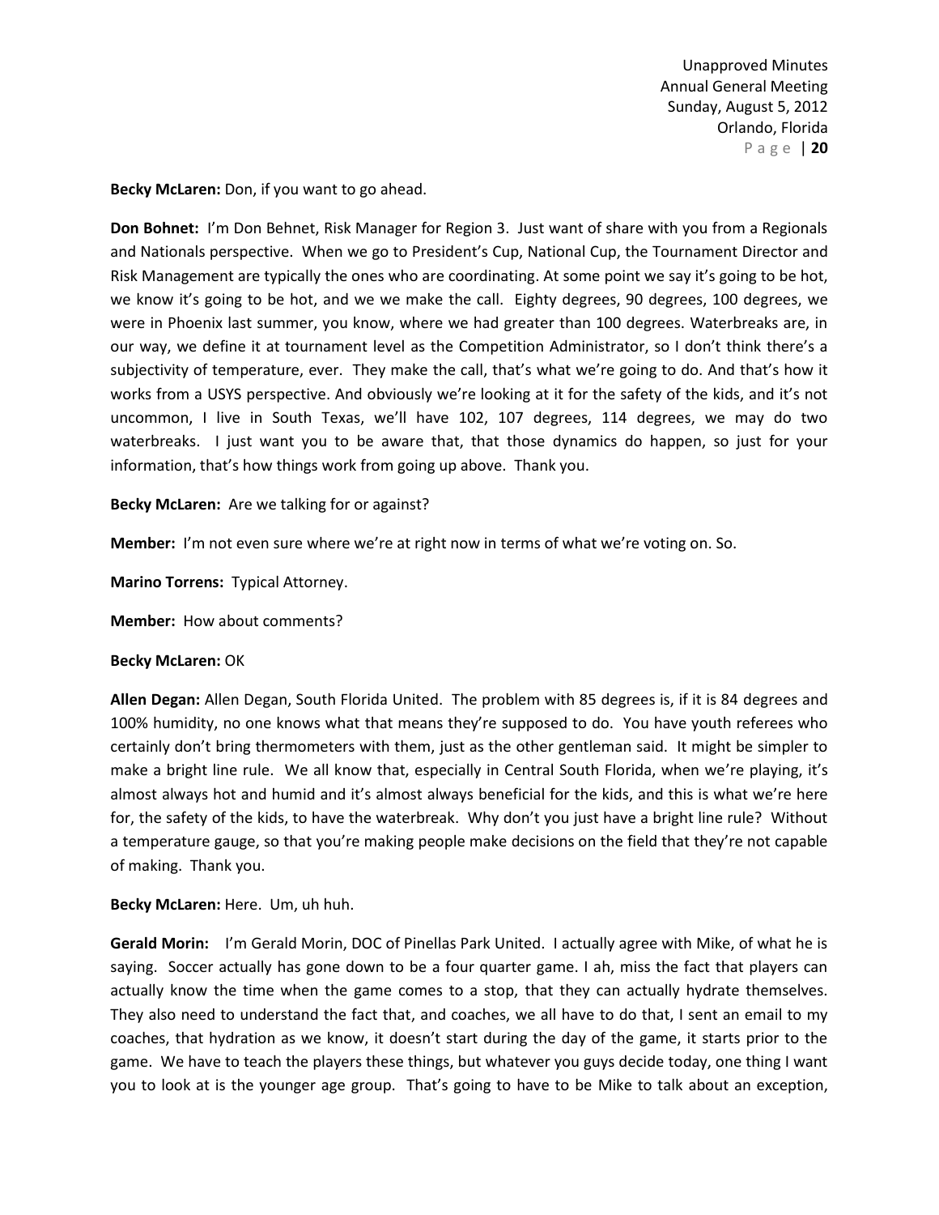**Becky McLaren:** Don, if you want to go ahead.

**Don Bohnet:** I'm Don Behnet, Risk Manager for Region 3. Just want of share with you from a Regionals and Nationals perspective. When we go to President's Cup, National Cup, the Tournament Director and Risk Management are typically the ones who are coordinating. At some point we say it's going to be hot, we know it's going to be hot, and we we make the call. Eighty degrees, 90 degrees, 100 degrees, we were in Phoenix last summer, you know, where we had greater than 100 degrees. Waterbreaks are, in our way, we define it at tournament level as the Competition Administrator, so I don't think there's a subjectivity of temperature, ever. They make the call, that's what we're going to do. And that's how it works from a USYS perspective. And obviously we're looking at it for the safety of the kids, and it's not uncommon, I live in South Texas, we'll have 102, 107 degrees, 114 degrees, we may do two waterbreaks. I just want you to be aware that, that those dynamics do happen, so just for your information, that's how things work from going up above. Thank you.

**Becky McLaren:** Are we talking for or against?

**Member:** I'm not even sure where we're at right now in terms of what we're voting on. So.

**Marino Torrens:** Typical Attorney.

**Member:** How about comments?

**Becky McLaren:** OK

**Allen Degan:** Allen Degan, South Florida United. The problem with 85 degrees is, if it is 84 degrees and 100% humidity, no one knows what that means they're supposed to do. You have youth referees who certainly don't bring thermometers with them, just as the other gentleman said. It might be simpler to make a bright line rule. We all know that, especially in Central South Florida, when we're playing, it's almost always hot and humid and it's almost always beneficial for the kids, and this is what we're here for, the safety of the kids, to have the waterbreak. Why don't you just have a bright line rule? Without a temperature gauge, so that you're making people make decisions on the field that they're not capable of making. Thank you.

**Becky McLaren:** Here. Um, uh huh.

**Gerald Morin:** I'm Gerald Morin, DOC of Pinellas Park United. I actually agree with Mike, of what he is saying. Soccer actually has gone down to be a four quarter game. I ah, miss the fact that players can actually know the time when the game comes to a stop, that they can actually hydrate themselves. They also need to understand the fact that, and coaches, we all have to do that, I sent an email to my coaches, that hydration as we know, it doesn't start during the day of the game, it starts prior to the game. We have to teach the players these things, but whatever you guys decide today, one thing I want you to look at is the younger age group. That's going to have to be Mike to talk about an exception,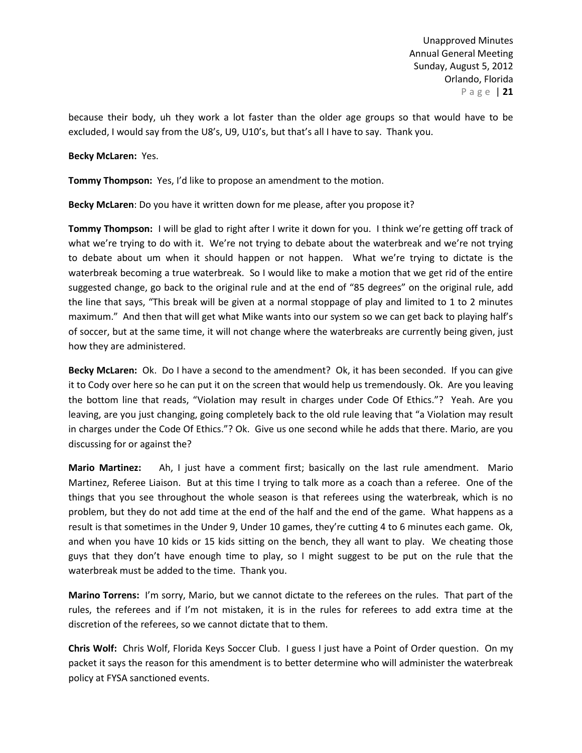because their body, uh they work a lot faster than the older age groups so that would have to be excluded, I would say from the U8's, U9, U10's, but that's all I have to say. Thank you.

**Becky McLaren:** Yes.

**Tommy Thompson:** Yes, I'd like to propose an amendment to the motion.

**Becky McLaren**: Do you have it written down for me please, after you propose it?

**Tommy Thompson:** I will be glad to right after I write it down for you. I think we're getting off track of what we're trying to do with it. We're not trying to debate about the waterbreak and we're not trying to debate about um when it should happen or not happen. What we're trying to dictate is the waterbreak becoming a true waterbreak. So I would like to make a motion that we get rid of the entire suggested change, go back to the original rule and at the end of "85 degrees" on the original rule, add the line that says, "This break will be given at a normal stoppage of play and limited to 1 to 2 minutes maximum." And then that will get what Mike wants into our system so we can get back to playing half's of soccer, but at the same time, it will not change where the waterbreaks are currently being given, just how they are administered.

**Becky McLaren:** Ok. Do I have a second to the amendment? Ok, it has been seconded. If you can give it to Cody over here so he can put it on the screen that would help us tremendously. Ok. Are you leaving the bottom line that reads, "Violation may result in charges under Code Of Ethics."? Yeah. Are you leaving, are you just changing, going completely back to the old rule leaving that "a Violation may result in charges under the Code Of Ethics."? Ok. Give us one second while he adds that there. Mario, are you discussing for or against the?

**Mario Martinez:** Ah, I just have a comment first; basically on the last rule amendment. Mario Martinez, Referee Liaison. But at this time I trying to talk more as a coach than a referee. One of the things that you see throughout the whole season is that referees using the waterbreak, which is no problem, but they do not add time at the end of the half and the end of the game. What happens as a result is that sometimes in the Under 9, Under 10 games, they're cutting 4 to 6 minutes each game. Ok, and when you have 10 kids or 15 kids sitting on the bench, they all want to play. We cheating those guys that they don't have enough time to play, so I might suggest to be put on the rule that the waterbreak must be added to the time. Thank you.

**Marino Torrens:** I'm sorry, Mario, but we cannot dictate to the referees on the rules. That part of the rules, the referees and if I'm not mistaken, it is in the rules for referees to add extra time at the discretion of the referees, so we cannot dictate that to them.

**Chris Wolf:** Chris Wolf, Florida Keys Soccer Club. I guess I just have a Point of Order question. On my packet it says the reason for this amendment is to better determine who will administer the waterbreak policy at FYSA sanctioned events.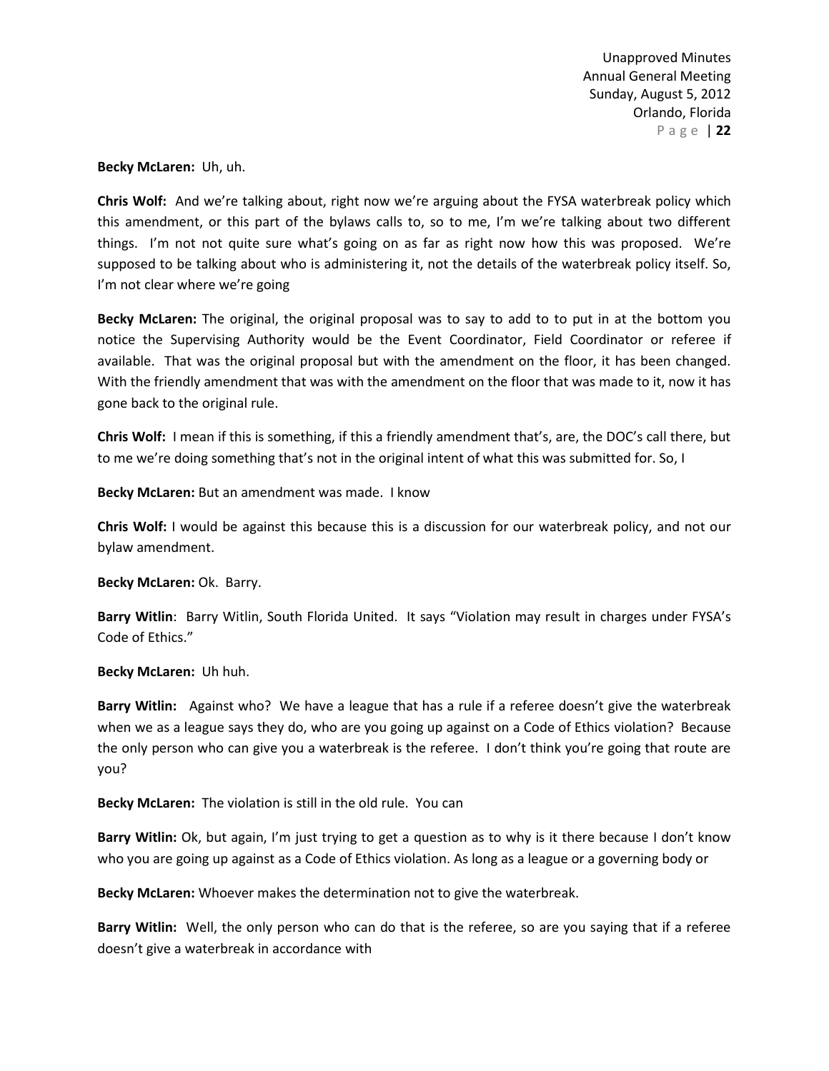**Becky McLaren:** Uh, uh.

**Chris Wolf:** And we're talking about, right now we're arguing about the FYSA waterbreak policy which this amendment, or this part of the bylaws calls to, so to me, I'm we're talking about two different things. I'm not not quite sure what's going on as far as right now how this was proposed. We're supposed to be talking about who is administering it, not the details of the waterbreak policy itself. So, I'm not clear where we're going

**Becky McLaren:** The original, the original proposal was to say to add to to put in at the bottom you notice the Supervising Authority would be the Event Coordinator, Field Coordinator or referee if available. That was the original proposal but with the amendment on the floor, it has been changed. With the friendly amendment that was with the amendment on the floor that was made to it, now it has gone back to the original rule.

**Chris Wolf:** I mean if this is something, if this a friendly amendment that's, are, the DOC's call there, but to me we're doing something that's not in the original intent of what this was submitted for. So, I

**Becky McLaren:** But an amendment was made. I know

**Chris Wolf:** I would be against this because this is a discussion for our waterbreak policy, and not our bylaw amendment.

**Becky McLaren:** Ok. Barry.

**Barry Witlin**: Barry Witlin, South Florida United. It says "Violation may result in charges under FYSA's Code of Ethics."

**Becky McLaren:** Uh huh.

**Barry Witlin:** Against who? We have a league that has a rule if a referee doesn't give the waterbreak when we as a league says they do, who are you going up against on a Code of Ethics violation? Because the only person who can give you a waterbreak is the referee. I don't think you're going that route are you?

**Becky McLaren:** The violation is still in the old rule. You can

**Barry Witlin:** Ok, but again, I'm just trying to get a question as to why is it there because I don't know who you are going up against as a Code of Ethics violation. As long as a league or a governing body or

**Becky McLaren:** Whoever makes the determination not to give the waterbreak.

**Barry Witlin:** Well, the only person who can do that is the referee, so are you saying that if a referee doesn't give a waterbreak in accordance with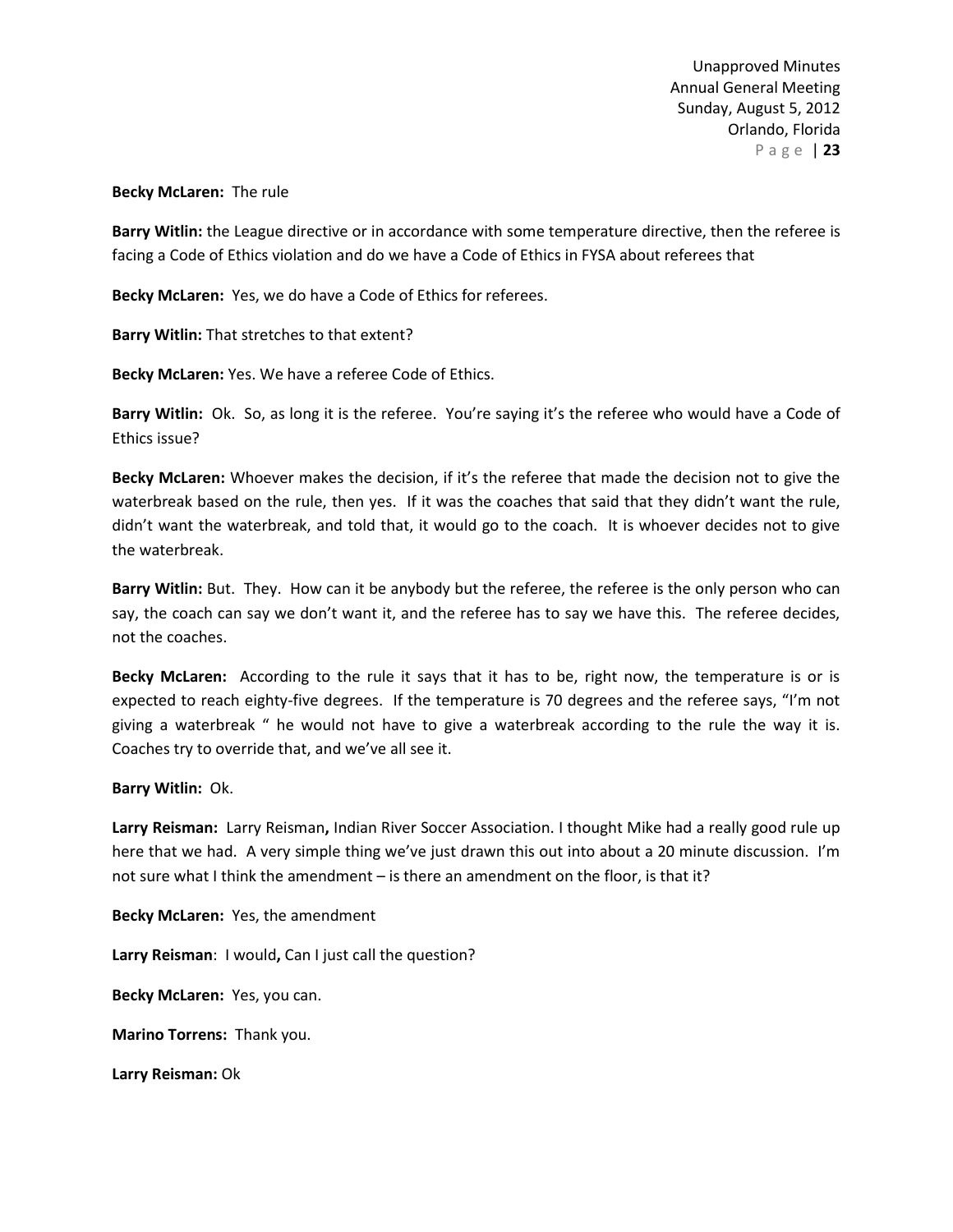**Becky McLaren:** The rule

**Barry Witlin:** the League directive or in accordance with some temperature directive, then the referee is facing a Code of Ethics violation and do we have a Code of Ethics in FYSA about referees that

**Becky McLaren:** Yes, we do have a Code of Ethics for referees.

**Barry Witlin:** That stretches to that extent?

**Becky McLaren:** Yes. We have a referee Code of Ethics.

**Barry Witlin:** Ok. So, as long it is the referee. You're saying it's the referee who would have a Code of Ethics issue?

**Becky McLaren:** Whoever makes the decision, if it's the referee that made the decision not to give the waterbreak based on the rule, then yes. If it was the coaches that said that they didn't want the rule, didn't want the waterbreak, and told that, it would go to the coach. It is whoever decides not to give the waterbreak.

**Barry Witlin:** But. They. How can it be anybody but the referee, the referee is the only person who can say, the coach can say we don't want it, and the referee has to say we have this. The referee decides, not the coaches.

**Becky McLaren:** According to the rule it says that it has to be, right now, the temperature is or is expected to reach eighty-five degrees. If the temperature is 70 degrees and the referee says, "I'm not giving a waterbreak " he would not have to give a waterbreak according to the rule the way it is. Coaches try to override that, and we've all see it.

**Barry Witlin:** Ok.

**Larry Reisman:** Larry Reisman**,** Indian River Soccer Association. I thought Mike had a really good rule up here that we had. A very simple thing we've just drawn this out into about a 20 minute discussion. I'm not sure what I think the amendment – is there an amendment on the floor, is that it?

**Becky McLaren:** Yes, the amendment

**Larry Reisman**: I would**,** Can I just call the question?

**Becky McLaren:** Yes, you can.

**Marino Torrens:** Thank you.

**Larry Reisman:** Ok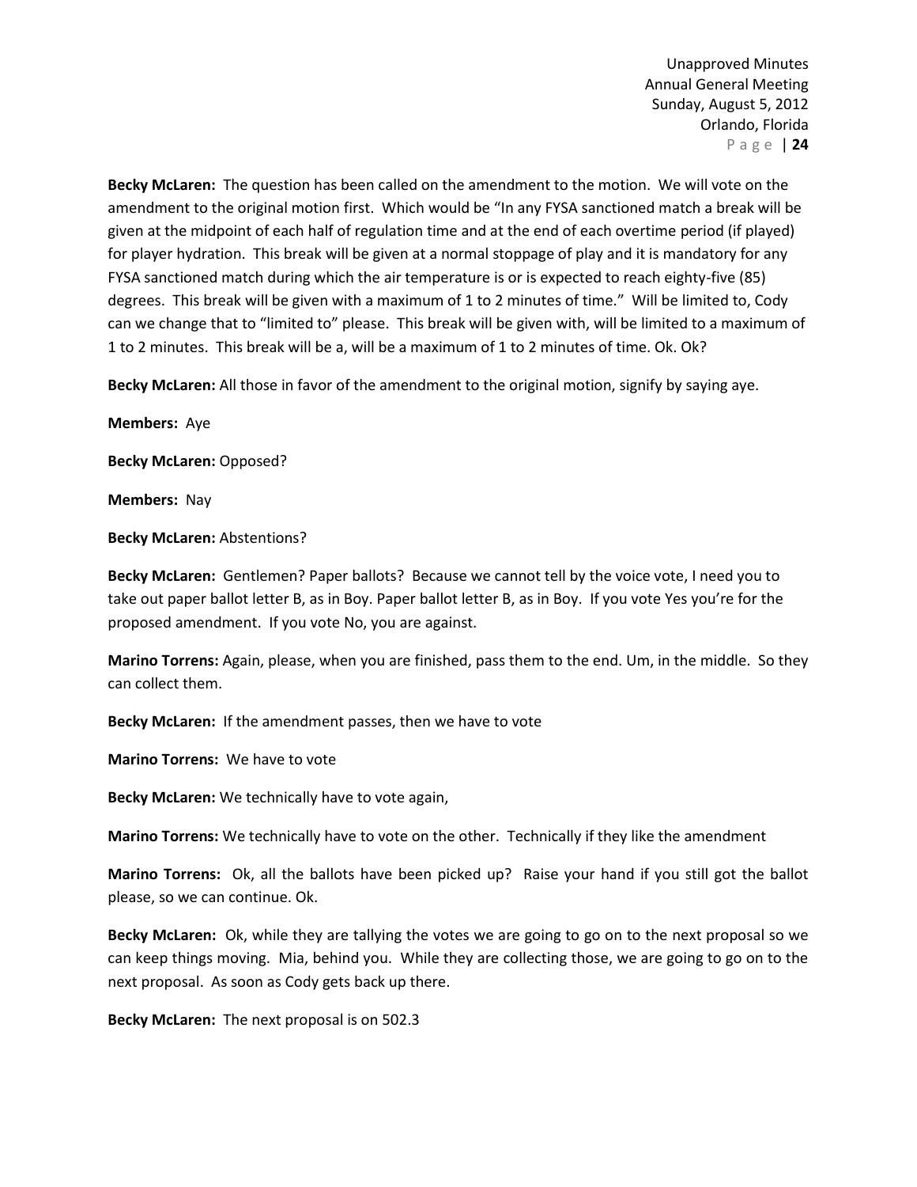**Becky McLaren:** The question has been called on the amendment to the motion. We will vote on the amendment to the original motion first. Which would be "In any FYSA sanctioned match a break will be given at the midpoint of each half of regulation time and at the end of each overtime period (if played) for player hydration. This break will be given at a normal stoppage of play and it is mandatory for any FYSA sanctioned match during which the air temperature is or is expected to reach eighty-five (85) degrees. This break will be given with a maximum of 1 to 2 minutes of time." Will be limited to, Cody can we change that to "limited to" please. This break will be given with, will be limited to a maximum of 1 to 2 minutes. This break will be a, will be a maximum of 1 to 2 minutes of time. Ok. Ok?

**Becky McLaren:** All those in favor of the amendment to the original motion, signify by saying aye.

**Members:** Aye

**Becky McLaren:** Opposed?

**Members:** Nay

**Becky McLaren:** Abstentions?

**Becky McLaren:** Gentlemen? Paper ballots? Because we cannot tell by the voice vote, I need you to take out paper ballot letter B, as in Boy. Paper ballot letter B, as in Boy. If you vote Yes you're for the proposed amendment. If you vote No, you are against.

**Marino Torrens:** Again, please, when you are finished, pass them to the end. Um, in the middle. So they can collect them.

**Becky McLaren:** If the amendment passes, then we have to vote

**Marino Torrens:** We have to vote

**Becky McLaren:** We technically have to vote again,

**Marino Torrens:** We technically have to vote on the other. Technically if they like the amendment

**Marino Torrens:** Ok, all the ballots have been picked up? Raise your hand if you still got the ballot please, so we can continue. Ok.

**Becky McLaren:** Ok, while they are tallying the votes we are going to go on to the next proposal so we can keep things moving. Mia, behind you. While they are collecting those, we are going to go on to the next proposal. As soon as Cody gets back up there.

**Becky McLaren:** The next proposal is on 502.3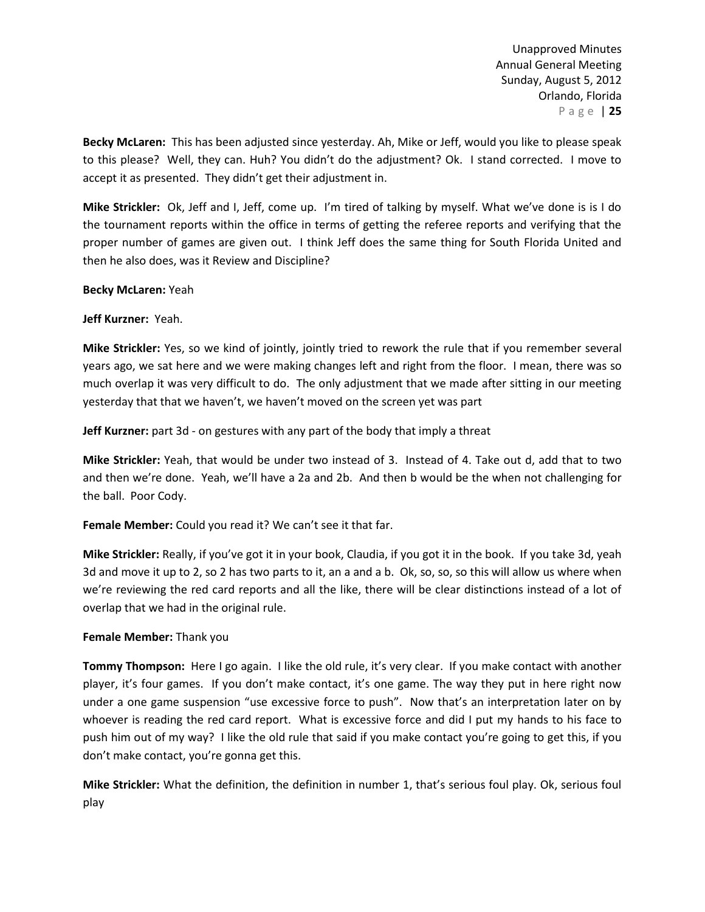**Becky McLaren:** This has been adjusted since yesterday. Ah, Mike or Jeff, would you like to please speak to this please? Well, they can. Huh? You didn't do the adjustment? Ok. I stand corrected. I move to accept it as presented. They didn't get their adjustment in.

**Mike Strickler:** Ok, Jeff and I, Jeff, come up. I'm tired of talking by myself. What we've done is is I do the tournament reports within the office in terms of getting the referee reports and verifying that the proper number of games are given out. I think Jeff does the same thing for South Florida United and then he also does, was it Review and Discipline?

**Becky McLaren:** Yeah

**Jeff Kurzner:** Yeah.

**Mike Strickler:** Yes, so we kind of jointly, jointly tried to rework the rule that if you remember several years ago, we sat here and we were making changes left and right from the floor. I mean, there was so much overlap it was very difficult to do. The only adjustment that we made after sitting in our meeting yesterday that that we haven't, we haven't moved on the screen yet was part

**Jeff Kurzner:** part 3d - on gestures with any part of the body that imply a threat

**Mike Strickler:** Yeah, that would be under two instead of 3. Instead of 4. Take out d, add that to two and then we're done. Yeah, we'll have a 2a and 2b. And then b would be the when not challenging for the ball. Poor Cody.

**Female Member:** Could you read it? We can't see it that far.

**Mike Strickler:** Really, if you've got it in your book, Claudia, if you got it in the book. If you take 3d, yeah 3d and move it up to 2, so 2 has two parts to it, an a and a b. Ok, so, so, so this will allow us where when we're reviewing the red card reports and all the like, there will be clear distinctions instead of a lot of overlap that we had in the original rule.

**Female Member:** Thank you

**Tommy Thompson:** Here I go again. I like the old rule, it's very clear. If you make contact with another player, it's four games. If you don't make contact, it's one game. The way they put in here right now under a one game suspension "use excessive force to push". Now that's an interpretation later on by whoever is reading the red card report. What is excessive force and did I put my hands to his face to push him out of my way? I like the old rule that said if you make contact you're going to get this, if you don't make contact, you're gonna get this.

**Mike Strickler:** What the definition, the definition in number 1, that's serious foul play. Ok, serious foul play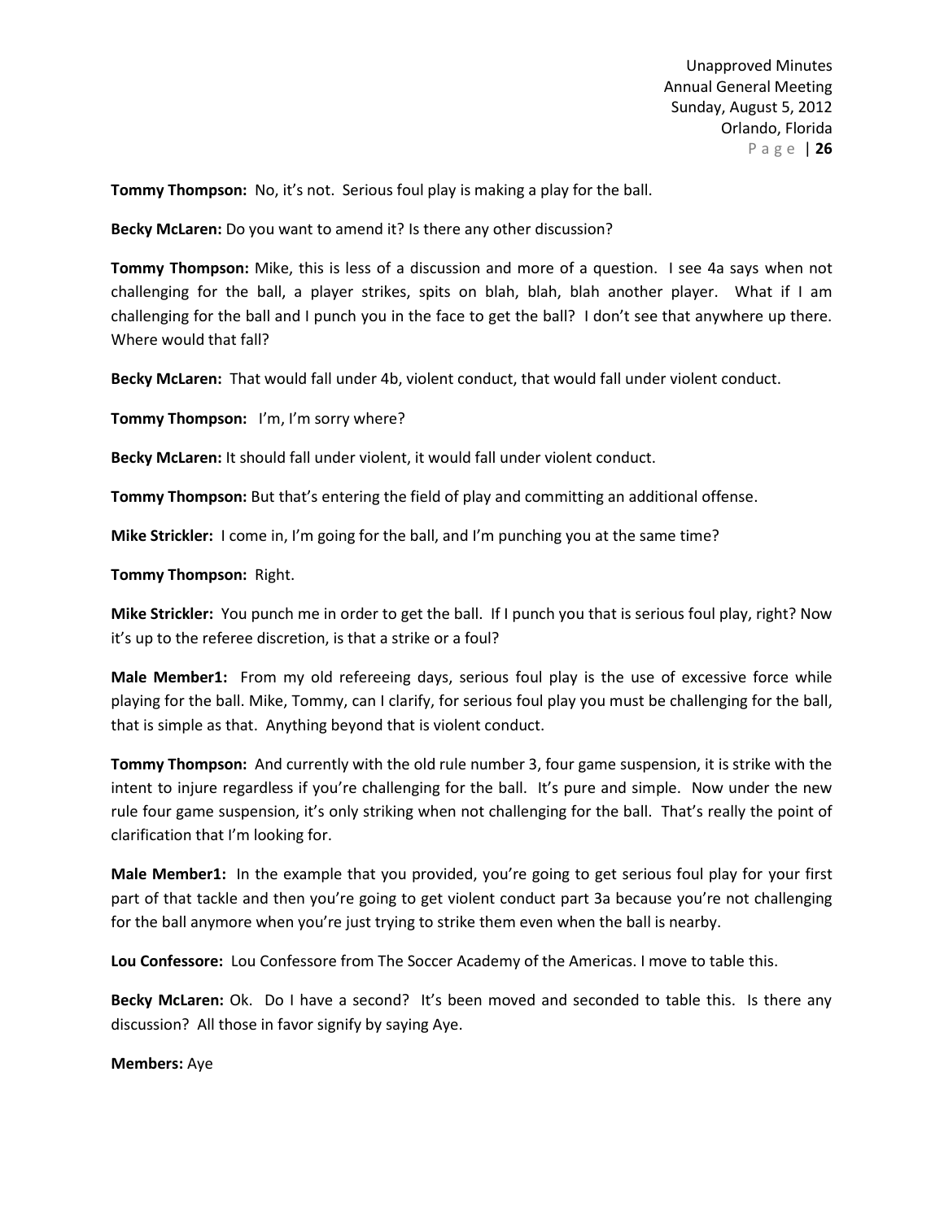**Tommy Thompson:** No, it's not. Serious foul play is making a play for the ball.

**Becky McLaren:** Do you want to amend it? Is there any other discussion?

**Tommy Thompson:** Mike, this is less of a discussion and more of a question. I see 4a says when not challenging for the ball, a player strikes, spits on blah, blah, blah another player. What if I am challenging for the ball and I punch you in the face to get the ball? I don't see that anywhere up there. Where would that fall?

**Becky McLaren:** That would fall under 4b, violent conduct, that would fall under violent conduct.

**Tommy Thompson:** I'm, I'm sorry where?

**Becky McLaren:** It should fall under violent, it would fall under violent conduct.

**Tommy Thompson:** But that's entering the field of play and committing an additional offense.

**Mike Strickler:** I come in, I'm going for the ball, and I'm punching you at the same time?

**Tommy Thompson:** Right.

**Mike Strickler:** You punch me in order to get the ball. If I punch you that is serious foul play, right? Now it's up to the referee discretion, is that a strike or a foul?

**Male Member1:** From my old refereeing days, serious foul play is the use of excessive force while playing for the ball. Mike, Tommy, can I clarify, for serious foul play you must be challenging for the ball, that is simple as that. Anything beyond that is violent conduct.

**Tommy Thompson:** And currently with the old rule number 3, four game suspension, it is strike with the intent to injure regardless if you're challenging for the ball. It's pure and simple. Now under the new rule four game suspension, it's only striking when not challenging for the ball. That's really the point of clarification that I'm looking for.

**Male Member1:** In the example that you provided, you're going to get serious foul play for your first part of that tackle and then you're going to get violent conduct part 3a because you're not challenging for the ball anymore when you're just trying to strike them even when the ball is nearby.

**Lou Confessore:** Lou Confessore from The Soccer Academy of the Americas. I move to table this.

**Becky McLaren:** Ok. Do I have a second? It's been moved and seconded to table this. Is there any discussion? All those in favor signify by saying Aye.

**Members:** Aye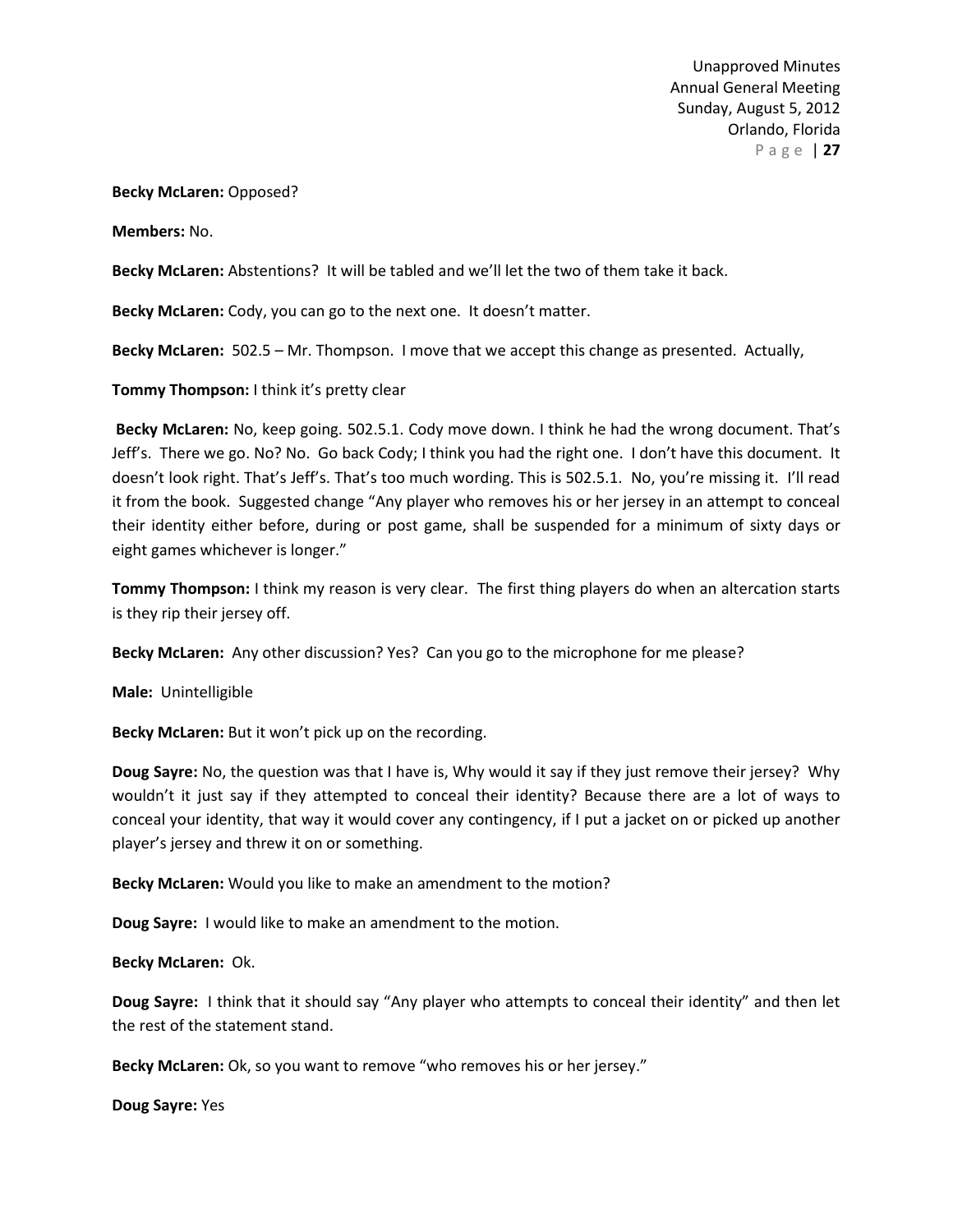**Becky McLaren:** Opposed?

**Members:** No.

**Becky McLaren:** Abstentions? It will be tabled and we'll let the two of them take it back.

**Becky McLaren:** Cody, you can go to the next one. It doesn't matter.

**Becky McLaren:** 502.5 – Mr. Thompson. I move that we accept this change as presented. Actually,

**Tommy Thompson:** I think it's pretty clear

**Becky McLaren:** No, keep going. 502.5.1. Cody move down. I think he had the wrong document. That's Jeff's. There we go. No? No. Go back Cody; I think you had the right one. I don't have this document. It doesn't look right. That's Jeff's. That's too much wording. This is 502.5.1. No, you're missing it. I'll read it from the book. Suggested change "Any player who removes his or her jersey in an attempt to conceal their identity either before, during or post game, shall be suspended for a minimum of sixty days or eight games whichever is longer."

**Tommy Thompson:** I think my reason is very clear. The first thing players do when an altercation starts is they rip their jersey off.

**Becky McLaren:** Any other discussion? Yes? Can you go to the microphone for me please?

**Male:** Unintelligible

**Becky McLaren:** But it won't pick up on the recording.

**Doug Sayre:** No, the question was that I have is, Why would it say if they just remove their jersey? Why wouldn't it just say if they attempted to conceal their identity? Because there are a lot of ways to conceal your identity, that way it would cover any contingency, if I put a jacket on or picked up another player's jersey and threw it on or something.

**Becky McLaren:** Would you like to make an amendment to the motion?

**Doug Sayre:** I would like to make an amendment to the motion.

**Becky McLaren:** Ok.

**Doug Sayre:** I think that it should say "Any player who attempts to conceal their identity" and then let the rest of the statement stand.

**Becky McLaren:** Ok, so you want to remove "who removes his or her jersey."

**Doug Sayre:** Yes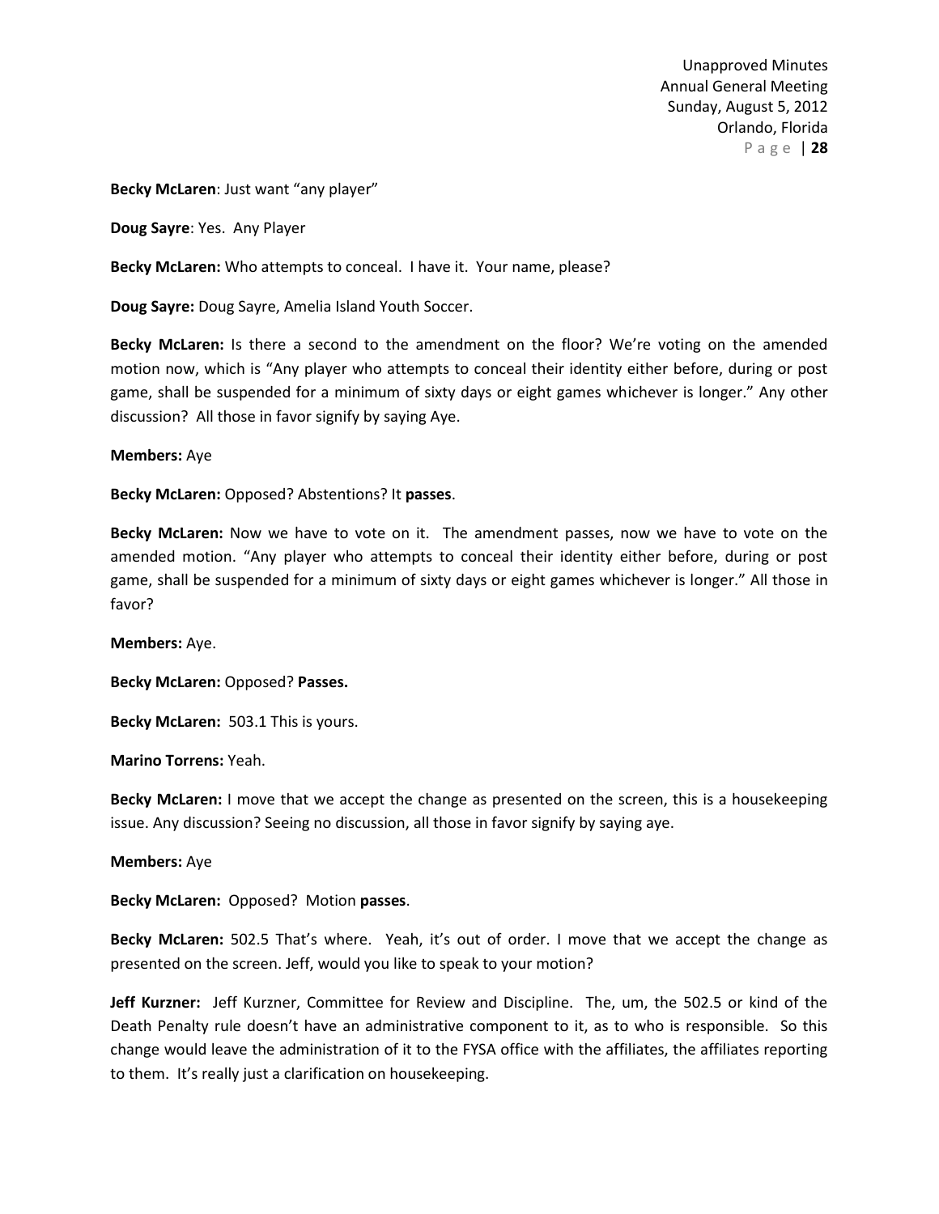**Becky McLaren**: Just want "any player"

**Doug Sayre**: Yes. Any Player

**Becky McLaren:** Who attempts to conceal. I have it. Your name, please?

**Doug Sayre:** Doug Sayre, Amelia Island Youth Soccer.

**Becky McLaren:** Is there a second to the amendment on the floor? We're voting on the amended motion now, which is "Any player who attempts to conceal their identity either before, during or post game, shall be suspended for a minimum of sixty days or eight games whichever is longer." Any other discussion? All those in favor signify by saying Aye.

**Members:** Aye

**Becky McLaren:** Opposed? Abstentions? It **passes**.

**Becky McLaren:** Now we have to vote on it. The amendment passes, now we have to vote on the amended motion. "Any player who attempts to conceal their identity either before, during or post game, shall be suspended for a minimum of sixty days or eight games whichever is longer." All those in favor?

**Members:** Aye.

**Becky McLaren:** Opposed? **Passes.**

**Becky McLaren:** 503.1 This is yours.

**Marino Torrens:** Yeah.

**Becky McLaren:** I move that we accept the change as presented on the screen, this is a housekeeping issue. Any discussion? Seeing no discussion, all those in favor signify by saying aye.

**Members:** Aye

**Becky McLaren:** Opposed? Motion **passes**.

**Becky McLaren:** 502.5 That's where. Yeah, it's out of order. I move that we accept the change as presented on the screen. Jeff, would you like to speak to your motion?

**Jeff Kurzner:** Jeff Kurzner, Committee for Review and Discipline. The, um, the 502.5 or kind of the Death Penalty rule doesn't have an administrative component to it, as to who is responsible. So this change would leave the administration of it to the FYSA office with the affiliates, the affiliates reporting to them. It's really just a clarification on housekeeping.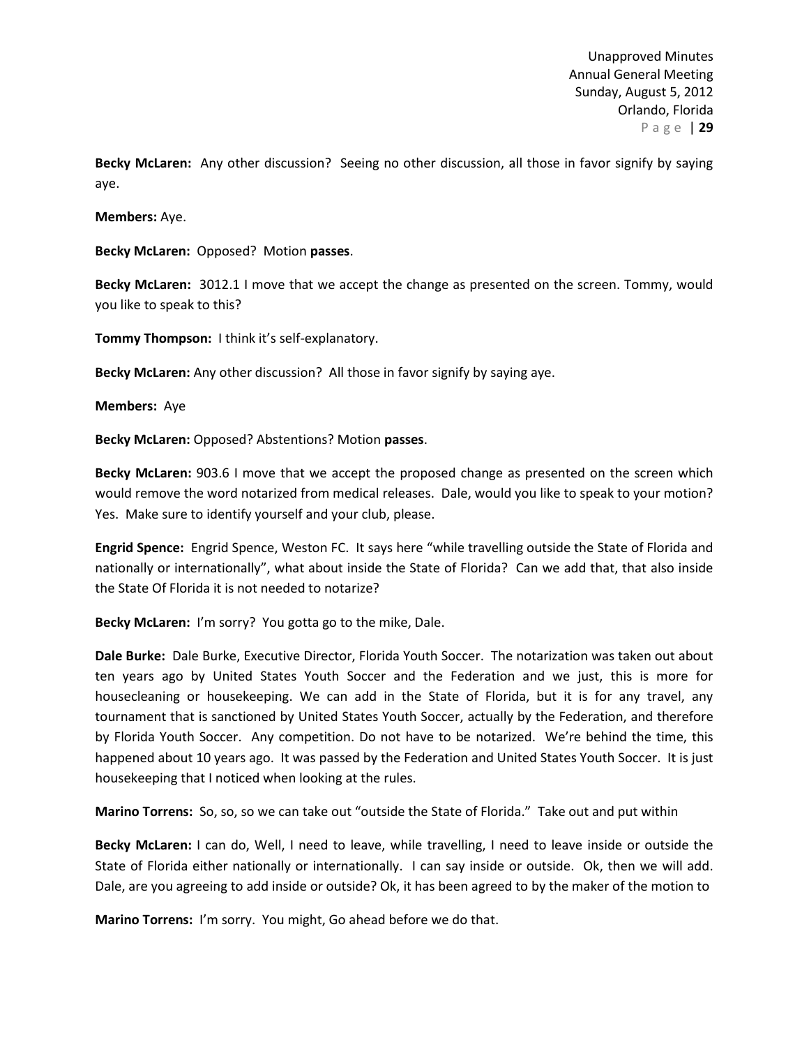**Becky McLaren:** Any other discussion? Seeing no other discussion, all those in favor signify by saying aye.

**Members:** Aye.

**Becky McLaren:** Opposed? Motion **passes**.

**Becky McLaren:** 3012.1 I move that we accept the change as presented on the screen. Tommy, would you like to speak to this?

**Tommy Thompson:** I think it's self-explanatory.

**Becky McLaren:** Any other discussion? All those in favor signify by saying aye.

**Members:** Aye

**Becky McLaren:** Opposed? Abstentions? Motion **passes**.

**Becky McLaren:** 903.6 I move that we accept the proposed change as presented on the screen which would remove the word notarized from medical releases. Dale, would you like to speak to your motion? Yes. Make sure to identify yourself and your club, please.

**Engrid Spence:** Engrid Spence, Weston FC. It says here "while travelling outside the State of Florida and nationally or internationally", what about inside the State of Florida? Can we add that, that also inside the State Of Florida it is not needed to notarize?

**Becky McLaren:** I'm sorry? You gotta go to the mike, Dale.

**Dale Burke:** Dale Burke, Executive Director, Florida Youth Soccer. The notarization was taken out about ten years ago by United States Youth Soccer and the Federation and we just, this is more for housecleaning or housekeeping. We can add in the State of Florida, but it is for any travel, any tournament that is sanctioned by United States Youth Soccer, actually by the Federation, and therefore by Florida Youth Soccer. Any competition. Do not have to be notarized. We're behind the time, this happened about 10 years ago. It was passed by the Federation and United States Youth Soccer. It is just housekeeping that I noticed when looking at the rules.

**Marino Torrens:** So, so, so we can take out "outside the State of Florida." Take out and put within

**Becky McLaren:** I can do, Well, I need to leave, while travelling, I need to leave inside or outside the State of Florida either nationally or internationally. I can say inside or outside. Ok, then we will add. Dale, are you agreeing to add inside or outside? Ok, it has been agreed to by the maker of the motion to

**Marino Torrens:** I'm sorry. You might, Go ahead before we do that.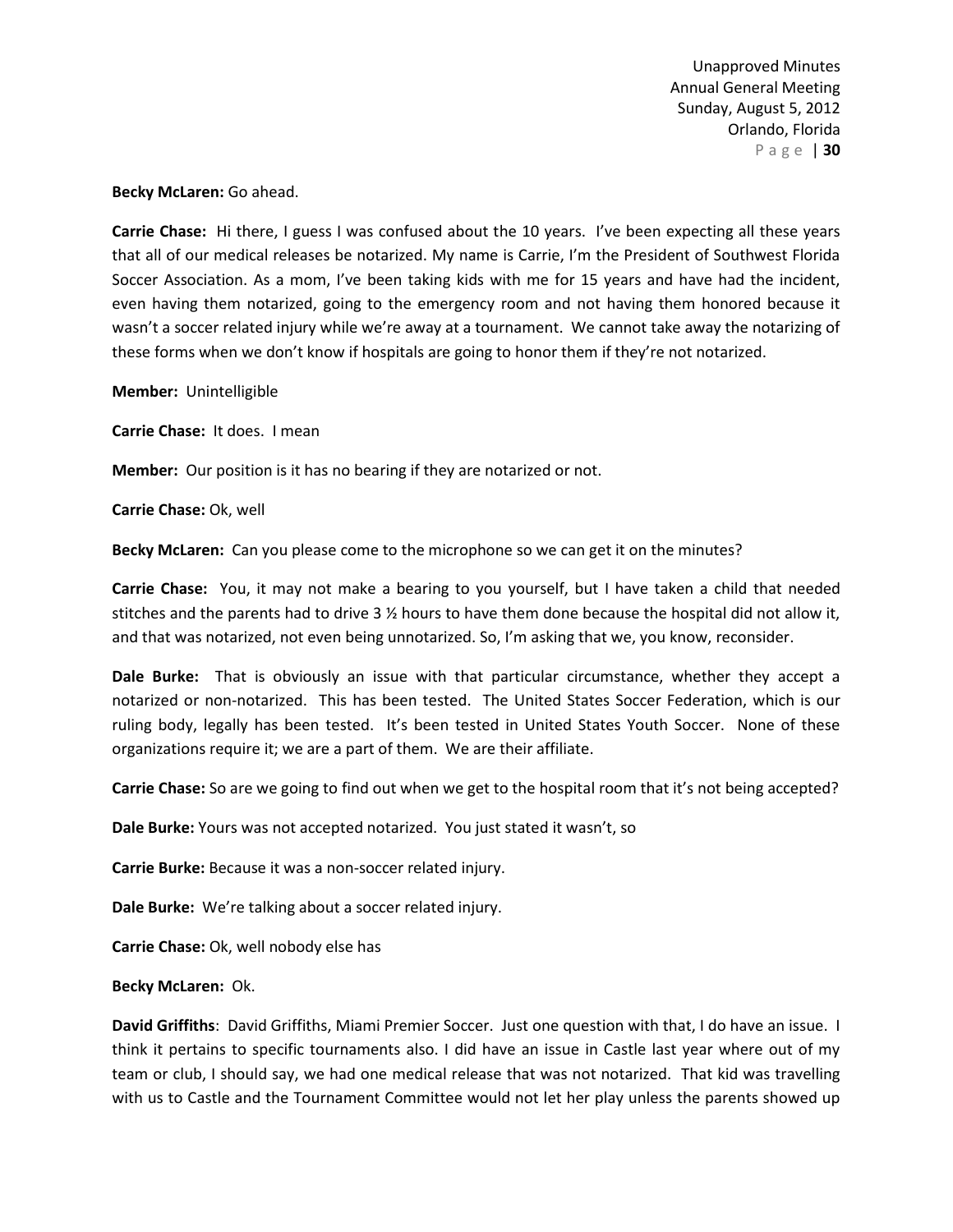**Becky McLaren:** Go ahead.

**Carrie Chase:** Hi there, I guess I was confused about the 10 years. I've been expecting all these years that all of our medical releases be notarized. My name is Carrie, I'm the President of Southwest Florida Soccer Association. As a mom, I've been taking kids with me for 15 years and have had the incident, even having them notarized, going to the emergency room and not having them honored because it wasn't a soccer related injury while we're away at a tournament. We cannot take away the notarizing of these forms when we don't know if hospitals are going to honor them if they're not notarized.

**Member:** Unintelligible

**Carrie Chase:** It does. I mean

**Member:** Our position is it has no bearing if they are notarized or not.

**Carrie Chase:** Ok, well

**Becky McLaren:** Can you please come to the microphone so we can get it on the minutes?

**Carrie Chase:** You, it may not make a bearing to you yourself, but I have taken a child that needed stitches and the parents had to drive 3 ½ hours to have them done because the hospital did not allow it, and that was notarized, not even being unnotarized. So, I'm asking that we, you know, reconsider.

**Dale Burke:** That is obviously an issue with that particular circumstance, whether they accept a notarized or non-notarized. This has been tested. The United States Soccer Federation, which is our ruling body, legally has been tested. It's been tested in United States Youth Soccer. None of these organizations require it; we are a part of them. We are their affiliate.

**Carrie Chase:** So are we going to find out when we get to the hospital room that it's not being accepted?

**Dale Burke:** Yours was not accepted notarized. You just stated it wasn't, so

**Carrie Burke:** Because it was a non-soccer related injury.

**Dale Burke:** We're talking about a soccer related injury.

**Carrie Chase:** Ok, well nobody else has

**Becky McLaren:** Ok.

**David Griffiths**: David Griffiths, Miami Premier Soccer. Just one question with that, I do have an issue. I think it pertains to specific tournaments also. I did have an issue in Castle last year where out of my team or club, I should say, we had one medical release that was not notarized. That kid was travelling with us to Castle and the Tournament Committee would not let her play unless the parents showed up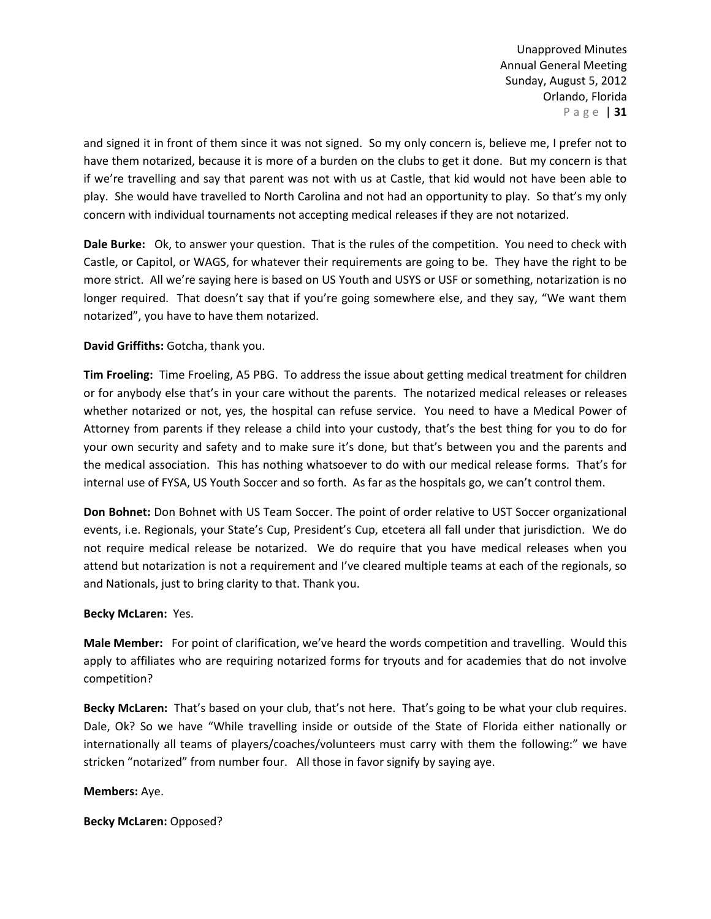and signed it in front of them since it was not signed. So my only concern is, believe me, I prefer not to have them notarized, because it is more of a burden on the clubs to get it done. But my concern is that if we're travelling and say that parent was not with us at Castle, that kid would not have been able to play. She would have travelled to North Carolina and not had an opportunity to play. So that's my only concern with individual tournaments not accepting medical releases if they are not notarized.

**Dale Burke:** Ok, to answer your question. That is the rules of the competition. You need to check with Castle, or Capitol, or WAGS, for whatever their requirements are going to be. They have the right to be more strict. All we're saying here is based on US Youth and USYS or USF or something, notarization is no longer required. That doesn't say that if you're going somewhere else, and they say, "We want them notarized", you have to have them notarized.

**David Griffiths:** Gotcha, thank you.

**Tim Froeling:** Time Froeling, A5 PBG. To address the issue about getting medical treatment for children or for anybody else that's in your care without the parents. The notarized medical releases or releases whether notarized or not, yes, the hospital can refuse service. You need to have a Medical Power of Attorney from parents if they release a child into your custody, that's the best thing for you to do for your own security and safety and to make sure it's done, but that's between you and the parents and the medical association. This has nothing whatsoever to do with our medical release forms. That's for internal use of FYSA, US Youth Soccer and so forth. As far as the hospitals go, we can't control them.

**Don Bohnet:** Don Bohnet with US Team Soccer. The point of order relative to UST Soccer organizational events, i.e. Regionals, your State's Cup, President's Cup, etcetera all fall under that jurisdiction. We do not require medical release be notarized. We do require that you have medical releases when you attend but notarization is not a requirement and I've cleared multiple teams at each of the regionals, so and Nationals, just to bring clarity to that. Thank you.

**Becky McLaren:** Yes.

**Male Member:** For point of clarification, we've heard the words competition and travelling. Would this apply to affiliates who are requiring notarized forms for tryouts and for academies that do not involve competition?

**Becky McLaren:** That's based on your club, that's not here. That's going to be what your club requires. Dale, Ok? So we have "While travelling inside or outside of the State of Florida either nationally or internationally all teams of players/coaches/volunteers must carry with them the following:" we have stricken "notarized" from number four. All those in favor signify by saying aye.

**Members:** Aye.

**Becky McLaren:** Opposed?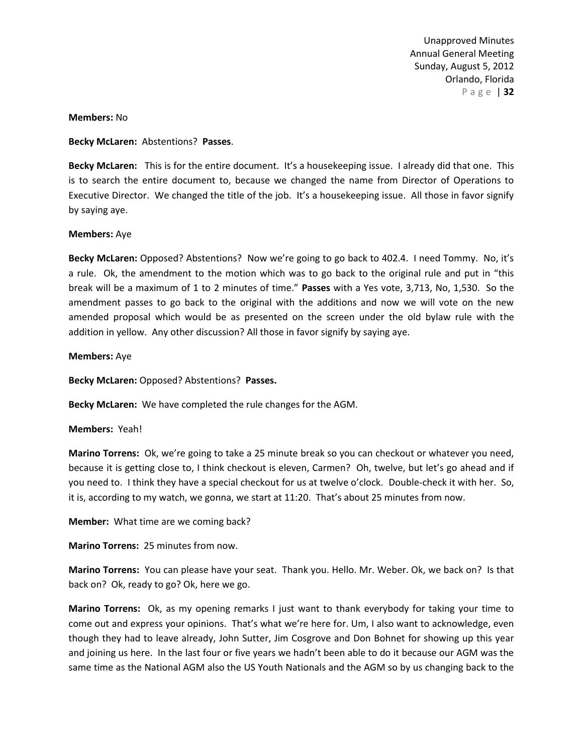**Members:** No

**Becky McLaren:** Abstentions? **Passes**.

**Becky McLaren:** This is for the entire document. It's a housekeeping issue. I already did that one. This is to search the entire document to, because we changed the name from Director of Operations to Executive Director. We changed the title of the job. It's a housekeeping issue. All those in favor signify by saying aye.

**Members:** Aye

**Becky McLaren:** Opposed? Abstentions? Now we're going to go back to 402.4. I need Tommy. No, it's a rule. Ok, the amendment to the motion which was to go back to the original rule and put in "this break will be a maximum of 1 to 2 minutes of time." **Passes** with a Yes vote, 3,713, No, 1,530. So the amendment passes to go back to the original with the additions and now we will vote on the new amended proposal which would be as presented on the screen under the old bylaw rule with the addition in yellow. Any other discussion? All those in favor signify by saying aye.

**Members:** Aye

**Becky McLaren:** Opposed? Abstentions? **Passes.**

**Becky McLaren:** We have completed the rule changes for the AGM.

**Members:** Yeah!

**Marino Torrens:** Ok, we're going to take a 25 minute break so you can checkout or whatever you need, because it is getting close to, I think checkout is eleven, Carmen? Oh, twelve, but let's go ahead and if you need to. I think they have a special checkout for us at twelve o'clock. Double-check it with her. So, it is, according to my watch, we gonna, we start at 11:20. That's about 25 minutes from now.

**Member:** What time are we coming back?

**Marino Torrens:** 25 minutes from now.

**Marino Torrens:** You can please have your seat. Thank you. Hello. Mr. Weber. Ok, we back on? Is that back on? Ok, ready to go? Ok, here we go.

**Marino Torrens:** Ok, as my opening remarks I just want to thank everybody for taking your time to come out and express your opinions. That's what we're here for. Um, I also want to acknowledge, even though they had to leave already, John Sutter, Jim Cosgrove and Don Bohnet for showing up this year and joining us here. In the last four or five years we hadn't been able to do it because our AGM was the same time as the National AGM also the US Youth Nationals and the AGM so by us changing back to the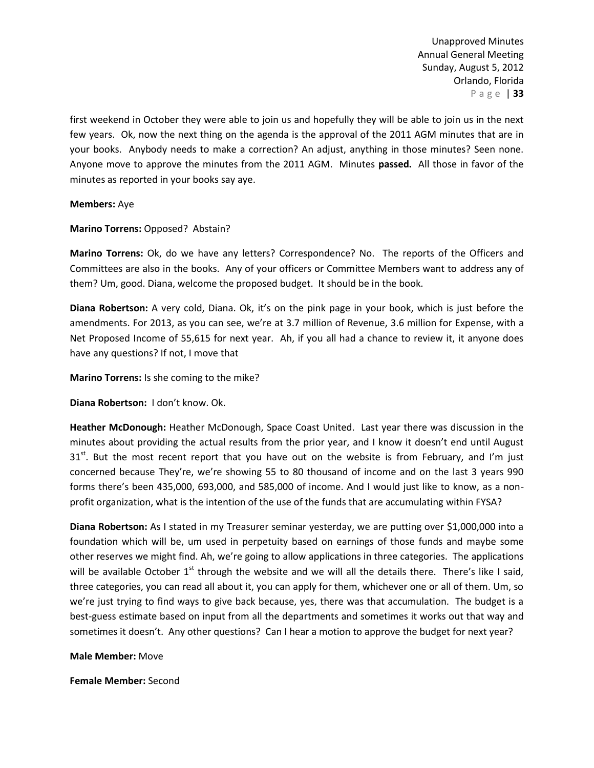first weekend in October they were able to join us and hopefully they will be able to join us in the next few years. Ok, now the next thing on the agenda is the approval of the 2011 AGM minutes that are in your books. Anybody needs to make a correction? An adjust, anything in those minutes? Seen none. Anyone move to approve the minutes from the 2011 AGM. Minutes **passed.** All those in favor of the minutes as reported in your books say aye.

**Members:** Aye

**Marino Torrens:** Opposed? Abstain?

**Marino Torrens:** Ok, do we have any letters? Correspondence? No. The reports of the Officers and Committees are also in the books. Any of your officers or Committee Members want to address any of them? Um, good. Diana, welcome the proposed budget. It should be in the book.

**Diana Robertson:** A very cold, Diana. Ok, it's on the pink page in your book, which is just before the amendments. For 2013, as you can see, we're at 3.7 million of Revenue, 3.6 million for Expense, with a Net Proposed Income of 55,615 for next year. Ah, if you all had a chance to review it, it anyone does have any questions? If not, I move that

**Marino Torrens:** Is she coming to the mike?

**Diana Robertson:** I don't know. Ok.

**Heather McDonough:** Heather McDonough, Space Coast United. Last year there was discussion in the minutes about providing the actual results from the prior year, and I know it doesn't end until August 31st. But the most recent report that you have out on the website is from February, and I'm just concerned because They're, we're showing 55 to 80 thousand of income and on the last 3 years 990 forms there's been 435,000, 693,000, and 585,000 of income. And I would just like to know, as a non-profit organization, what is the intention of the use of the funds that are accumulating within FYSA?

**Diana Robertson:** As I stated in my Treasurer seminar yesterday, we are putting over $1,000,000 into a foundation which will be, um used in perpetuity based on earnings of those funds and maybe some other reserves we might find. Ah, we're going to allow applications in three categories. The applications will be available October 1st through the website and we will all the details there. There's like I said, three categories, you can read all about it, you can apply for them, whichever one or all of them. Um, so we're just trying to find ways to give back because, yes, there was that accumulation. The budget is a best-guess estimate based on input from all the departments and sometimes it works out that way and sometimes it doesn't. Any other questions? Can I hear a motion to approve the budget for next year?

**Male Member:** Move

**Female Member:** Second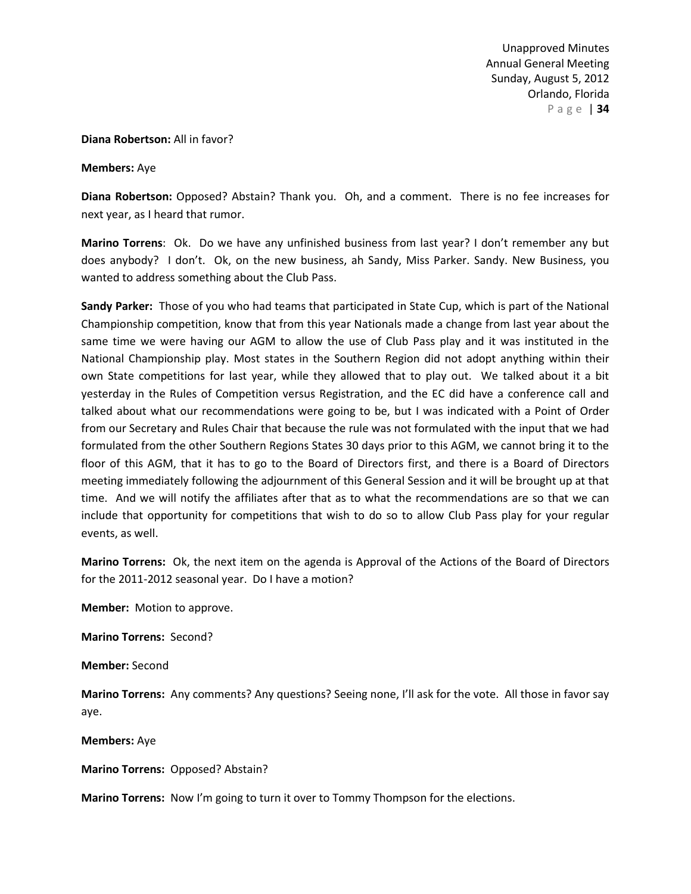**Diana Robertson:** All in favor?

**Members:** Aye

**Diana Robertson:** Opposed? Abstain? Thank you. Oh, and a comment. There is no fee increases for next year, as I heard that rumor.

**Marino Torrens**: Ok. Do we have any unfinished business from last year? I don't remember any but does anybody? I don't. Ok, on the new business, ah Sandy, Miss Parker. Sandy. New Business, you wanted to address something about the Club Pass.

**Sandy Parker:** Those of you who had teams that participated in State Cup, which is part of the National Championship competition, know that from this year Nationals made a change from last year about the same time we were having our AGM to allow the use of Club Pass play and it was instituted in the National Championship play. Most states in the Southern Region did not adopt anything within their own State competitions for last year, while they allowed that to play out. We talked about it a bit yesterday in the Rules of Competition versus Registration, and the EC did have a conference call and talked about what our recommendations were going to be, but I was indicated with a Point of Order from our Secretary and Rules Chair that because the rule was not formulated with the input that we had formulated from the other Southern Regions States 30 days prior to this AGM, we cannot bring it to the floor of this AGM, that it has to go to the Board of Directors first, and there is a Board of Directors meeting immediately following the adjournment of this General Session and it will be brought up at that time. And we will notify the affiliates after that as to what the recommendations are so that we can include that opportunity for competitions that wish to do so to allow Club Pass play for your regular events, as well.

**Marino Torrens:** Ok, the next item on the agenda is Approval of the Actions of the Board of Directors for the 2011-2012 seasonal year. Do I have a motion?

**Member:** Motion to approve.

**Marino Torrens:** Second?

**Member:** Second

**Marino Torrens:** Any comments? Any questions? Seeing none, I'll ask for the vote. All those in favor say aye.

**Members:** Aye

**Marino Torrens:** Opposed? Abstain?

**Marino Torrens:** Now I'm going to turn it over to Tommy Thompson for the elections.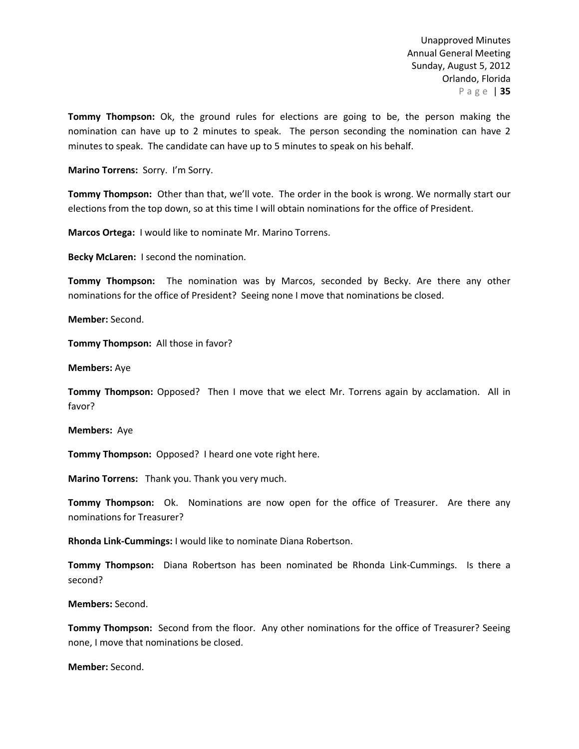**Tommy Thompson:** Ok, the ground rules for elections are going to be, the person making the nomination can have up to 2 minutes to speak. The person seconding the nomination can have 2 minutes to speak. The candidate can have up to 5 minutes to speak on his behalf.

**Marino Torrens:** Sorry. I'm Sorry.

**Tommy Thompson:** Other than that, we'll vote. The order in the book is wrong. We normally start our elections from the top down, so at this time I will obtain nominations for the office of President.

**Marcos Ortega:** I would like to nominate Mr. Marino Torrens.

**Becky McLaren:** I second the nomination.

**Tommy Thompson:** The nomination was by Marcos, seconded by Becky. Are there any other nominations for the office of President? Seeing none I move that nominations be closed.

**Member:** Second.

**Tommy Thompson:** All those in favor?

**Members:** Aye

**Tommy Thompson:** Opposed? Then I move that we elect Mr. Torrens again by acclamation. All in favor?

**Members:** Aye

**Tommy Thompson:** Opposed? I heard one vote right here.

**Marino Torrens:** Thank you. Thank you very much.

**Tommy Thompson:** Ok. Nominations are now open for the office of Treasurer. Are there any nominations for Treasurer?

**Rhonda Link-Cummings:** I would like to nominate Diana Robertson.

**Tommy Thompson:** Diana Robertson has been nominated be Rhonda Link-Cummings. Is there a second?

**Members:** Second.

**Tommy Thompson:** Second from the floor. Any other nominations for the office of Treasurer? Seeing none, I move that nominations be closed.

**Member:** Second.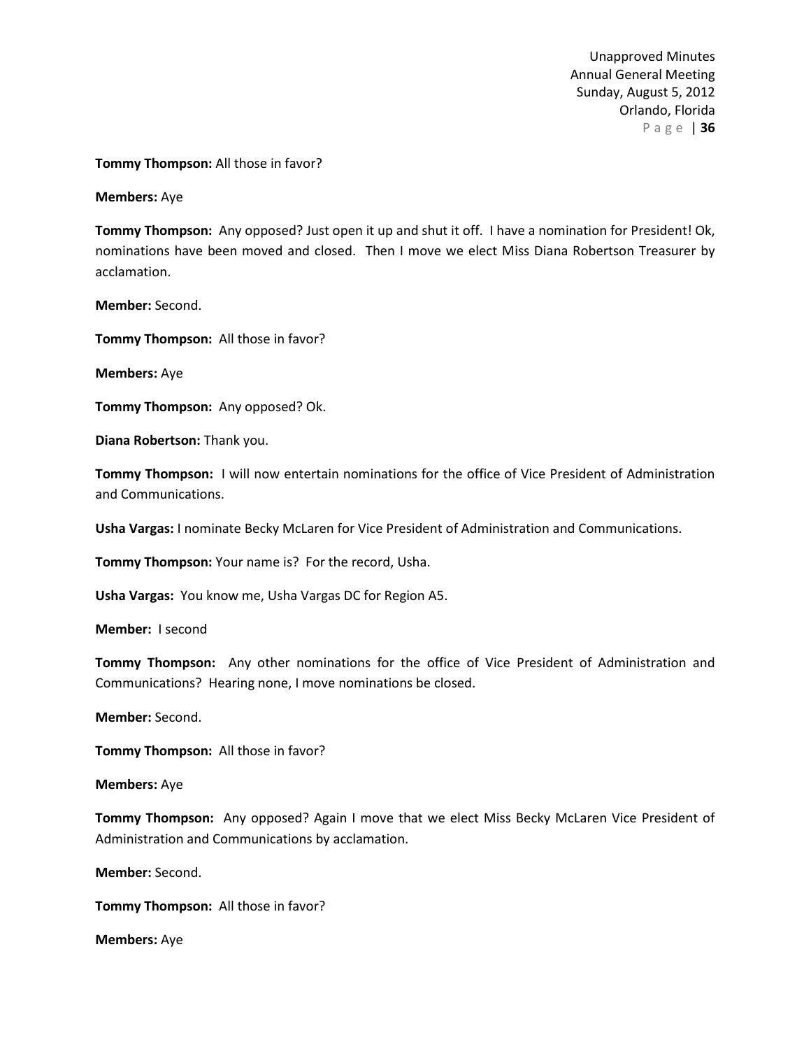**Tommy Thompson:** All those in favor?

**Members:** Aye

**Tommy Thompson:** Any opposed? Just open it up and shut it off. I have a nomination for President! Ok, nominations have been moved and closed. Then I move we elect Miss Diana Robertson Treasurer by acclamation.

**Member:** Second.

**Tommy Thompson:** All those in favor?

**Members:** Aye

**Tommy Thompson:** Any opposed? Ok.

**Diana Robertson:** Thank you.

**Tommy Thompson:** I will now entertain nominations for the office of Vice President of Administration and Communications.

**Usha Vargas:** I nominate Becky McLaren for Vice President of Administration and Communications.

**Tommy Thompson:** Your name is? For the record, Usha.

**Usha Vargas:** You know me, Usha Vargas DC for Region A5.

**Member:** I second

**Tommy Thompson:** Any other nominations for the office of Vice President of Administration and Communications? Hearing none, I move nominations be closed.

**Member:** Second.

**Tommy Thompson:** All those in favor?

**Members:** Aye

**Tommy Thompson:** Any opposed? Again I move that we elect Miss Becky McLaren Vice President of Administration and Communications by acclamation.

**Member:** Second.

**Tommy Thompson:** All those in favor?

**Members:** Aye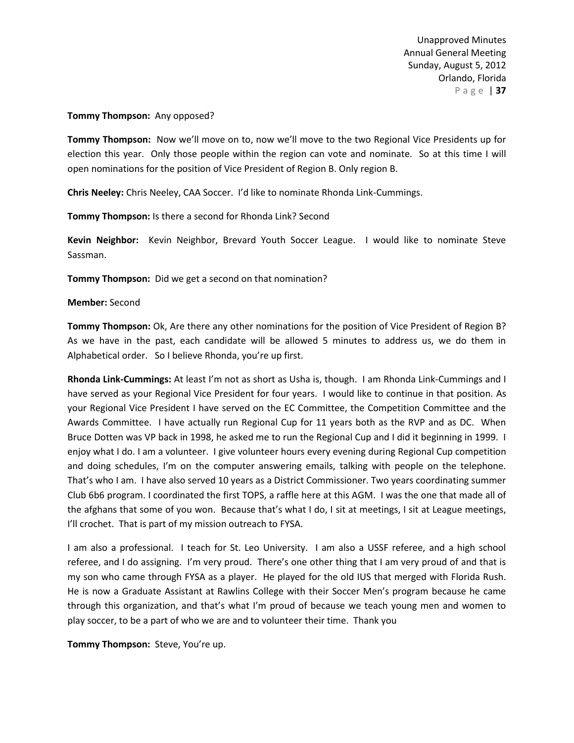**Tommy Thompson:** Any opposed?

**Tommy Thompson:** Now we'll move on to, now we'll move to the two Regional Vice Presidents up for election this year. Only those people within the region can vote and nominate. So at this time I will open nominations for the position of Vice President of Region B. Only region B.

**Chris Neeley:** Chris Neeley, CAA Soccer. I'd like to nominate Rhonda Link-Cummings.

**Tommy Thompson:** Is there a second for Rhonda Link? Second

**Kevin Neighbor:** Kevin Neighbor, Brevard Youth Soccer League. I would like to nominate Steve Sassman.

**Tommy Thompson:** Did we get a second on that nomination?

**Member:** Second

**Tommy Thompson:** Ok, Are there any other nominations for the position of Vice President of Region B? As we have in the past, each candidate will be allowed 5 minutes to address us, we do them in Alphabetical order. So I believe Rhonda, you're up first.

**Rhonda Link-Cummings:** At least I'm not as short as Usha is, though. I am Rhonda Link-Cummings and I have served as your Regional Vice President for four years. I would like to continue in that position. As your Regional Vice President I have served on the EC Committee, the Competition Committee and the Awards Committee. I have actually run Regional Cup for 11 years both as the RVP and as DC. When Bruce Dotten was VP back in 1998, he asked me to run the Regional Cup and I did it beginning in 1999. I enjoy what I do. I am a volunteer. I give volunteer hours every evening during Regional Cup competition and doing schedules, I'm on the computer answering emails, talking with people on the telephone. That's who I am. I have also served 10 years as a District Commissioner. Two years coordinating summer Club 6b6 program. I coordinated the first TOPS, a raffle here at this AGM. I was the one that made all of the afghans that some of you won. Because that's what I do, I sit at meetings, I sit at League meetings, I'll crochet. That is part of my mission outreach to FYSA.

I am also a professional. I teach for St. Leo University. I am also a USSF referee, and a high school referee, and I do assigning. I'm very proud. There's one other thing that I am very proud of and that is my son who came through FYSA as a player. He played for the old IUS that merged with Florida Rush. He is now a Graduate Assistant at Rawlins College with their Soccer Men's program because he came through this organization, and that's what I'm proud of because we teach young men and women to play soccer, to be a part of who we are and to volunteer their time. Thank you

**Tommy Thompson:** Steve, You're up.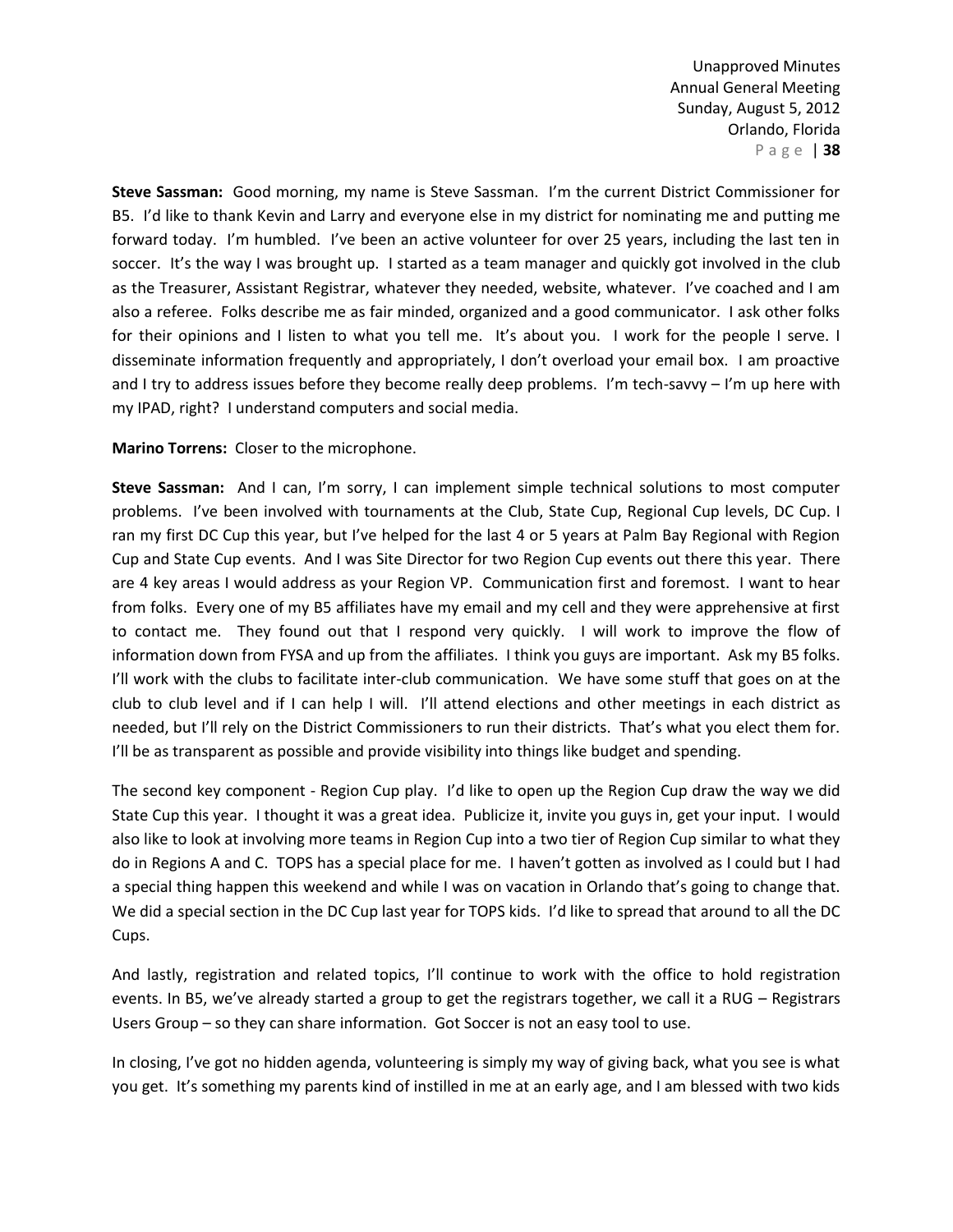**Steve Sassman:** Good morning, my name is Steve Sassman. I'm the current District Commissioner for B5. I'd like to thank Kevin and Larry and everyone else in my district for nominating me and putting me forward today. I'm humbled. I've been an active volunteer for over 25 years, including the last ten in soccer. It's the way I was brought up. I started as a team manager and quickly got involved in the club as the Treasurer, Assistant Registrar, whatever they needed, website, whatever. I've coached and I am also a referee. Folks describe me as fair minded, organized and a good communicator. I ask other folks for their opinions and I listen to what you tell me. It's about you. I work for the people I serve. I disseminate information frequently and appropriately, I don't overload your email box. I am proactive and I try to address issues before they become really deep problems. I'm tech-savvy – I'm up here with my IPAD, right? I understand computers and social media.

**Marino Torrens:** Closer to the microphone.

**Steve Sassman:** And I can, I'm sorry, I can implement simple technical solutions to most computer problems. I've been involved with tournaments at the Club, State Cup, Regional Cup levels, DC Cup. I ran my first DC Cup this year, but I've helped for the last 4 or 5 years at Palm Bay Regional with Region Cup and State Cup events. And I was Site Director for two Region Cup events out there this year. There are 4 key areas I would address as your Region VP. Communication first and foremost. I want to hear from folks. Every one of my B5 affiliates have my email and my cell and they were apprehensive at first to contact me. They found out that I respond very quickly. I will work to improve the flow of information down from FYSA and up from the affiliates. I think you guys are important. Ask my B5 folks. I'll work with the clubs to facilitate inter-club communication. We have some stuff that goes on at the club to club level and if I can help I will. I'll attend elections and other meetings in each district as needed, but I'll rely on the District Commissioners to run their districts. That's what you elect them for. I'll be as transparent as possible and provide visibility into things like budget and spending.

The second key component - Region Cup play. I'd like to open up the Region Cup draw the way we did State Cup this year. I thought it was a great idea. Publicize it, invite you guys in, get your input. I would also like to look at involving more teams in Region Cup into a two tier of Region Cup similar to what they do in Regions A and C. TOPS has a special place for me. I haven't gotten as involved as I could but I had a special thing happen this weekend and while I was on vacation in Orlando that's going to change that. We did a special section in the DC Cup last year for TOPS kids. I'd like to spread that around to all the DC Cups.

And lastly, registration and related topics, I'll continue to work with the office to hold registration events. In B5, we've already started a group to get the registrars together, we call it a RUG – Registrars Users Group – so they can share information. Got Soccer is not an easy tool to use.

In closing, I've got no hidden agenda, volunteering is simply my way of giving back, what you see is what you get. It's something my parents kind of instilled in me at an early age, and I am blessed with two kids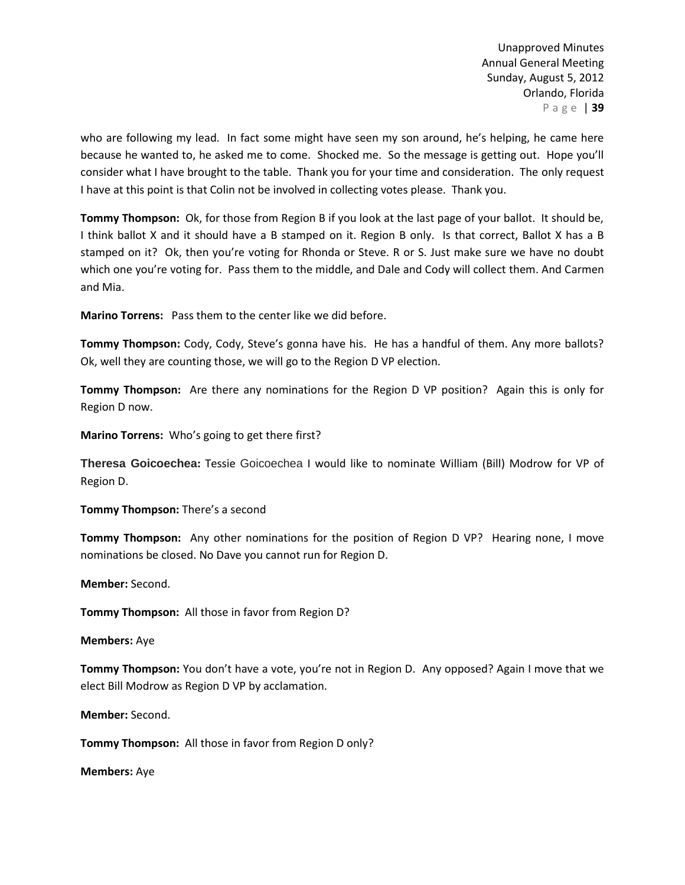who are following my lead. In fact some might have seen my son around, he's helping, he came here because he wanted to, he asked me to come. Shocked me. So the message is getting out. Hope you'll consider what I have brought to the table. Thank you for your time and consideration. The only request I have at this point is that Colin not be involved in collecting votes please. Thank you.

**Tommy Thompson:** Ok, for those from Region B if you look at the last page of your ballot. It should be, I think ballot X and it should have a B stamped on it. Region B only. Is that correct, Ballot X has a B stamped on it? Ok, then you're voting for Rhonda or Steve. R or S. Just make sure we have no doubt which one you're voting for. Pass them to the middle, and Dale and Cody will collect them. And Carmen and Mia.

**Marino Torrens:** Pass them to the center like we did before.

**Tommy Thompson:** Cody, Cody, Steve's gonna have his. He has a handful of them. Any more ballots? Ok, well they are counting those, we will go to the Region D VP election.

**Tommy Thompson:** Are there any nominations for the Region D VP position? Again this is only for Region D now.

**Marino Torrens:** Who's going to get there first?

**Theresa Goicoechea:** Tessie Goicoechea I would like to nominate William (Bill) Modrow for VP of Region D.

**Tommy Thompson:** There's a second

**Tommy Thompson:** Any other nominations for the position of Region D VP? Hearing none, I move nominations be closed. No Dave you cannot run for Region D.

**Member:** Second.

**Tommy Thompson:** All those in favor from Region D?

**Members:** Aye

**Tommy Thompson:** You don't have a vote, you're not in Region D. Any opposed? Again I move that we elect Bill Modrow as Region D VP by acclamation.

**Member:** Second.

**Tommy Thompson:** All those in favor from Region D only?

**Members:** Aye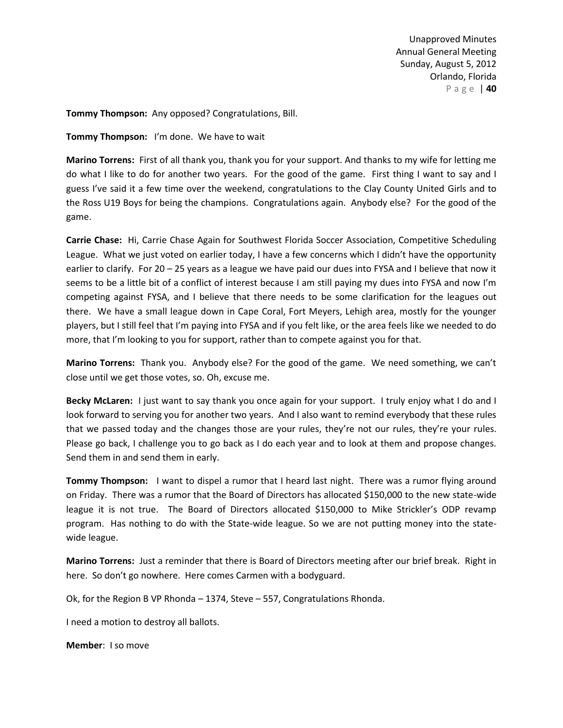**Tommy Thompson:** Any opposed? Congratulations, Bill.

**Tommy Thompson:** I'm done. We have to wait

**Marino Torrens:** First of all thank you, thank you for your support. And thanks to my wife for letting me do what I like to do for another two years. For the good of the game. First thing I want to say and I guess I've said it a few time over the weekend, congratulations to the Clay County United Girls and to the Ross U19 Boys for being the champions. Congratulations again. Anybody else? For the good of the game.

**Carrie Chase:** Hi, Carrie Chase Again for Southwest Florida Soccer Association, Competitive Scheduling League. What we just voted on earlier today, I have a few concerns which I didn't have the opportunity earlier to clarify. For 20 – 25 years as a league we have paid our dues into FYSA and I believe that now it seems to be a little bit of a conflict of interest because I am still paying my dues into FYSA and now I'm competing against FYSA, and I believe that there needs to be some clarification for the leagues out there. We have a small league down in Cape Coral, Fort Meyers, Lehigh area, mostly for the younger players, but I still feel that I'm paying into FYSA and if you felt like, or the area feels like we needed to do more, that I'm looking to you for support, rather than to compete against you for that.

**Marino Torrens:** Thank you. Anybody else? For the good of the game. We need something, we can't close until we get those votes, so. Oh, excuse me.

**Becky McLaren:** I just want to say thank you once again for your support. I truly enjoy what I do and I look forward to serving you for another two years. And I also want to remind everybody that these rules that we passed today and the changes those are your rules, they're not our rules, they're your rules. Please go back, I challenge you to go back as I do each year and to look at them and propose changes. Send them in and send them in early.

**Tommy Thompson:** I want to dispel a rumor that I heard last night. There was a rumor flying around on Friday. There was a rumor that the Board of Directors has allocated $150,000 to the new state-wide league it is not true. The Board of Directors allocated $150,000 to Mike Strickler's ODP revamp program. Has nothing to do with the State-wide league. So we are not putting money into the state-wide league.

**Marino Torrens:** Just a reminder that there is Board of Directors meeting after our brief break. Right in here. So don't go nowhere. Here comes Carmen with a bodyguard.

Ok, for the Region B VP Rhonda – 1374, Steve – 557, Congratulations Rhonda.

I need a motion to destroy all ballots.

**Member**: I so move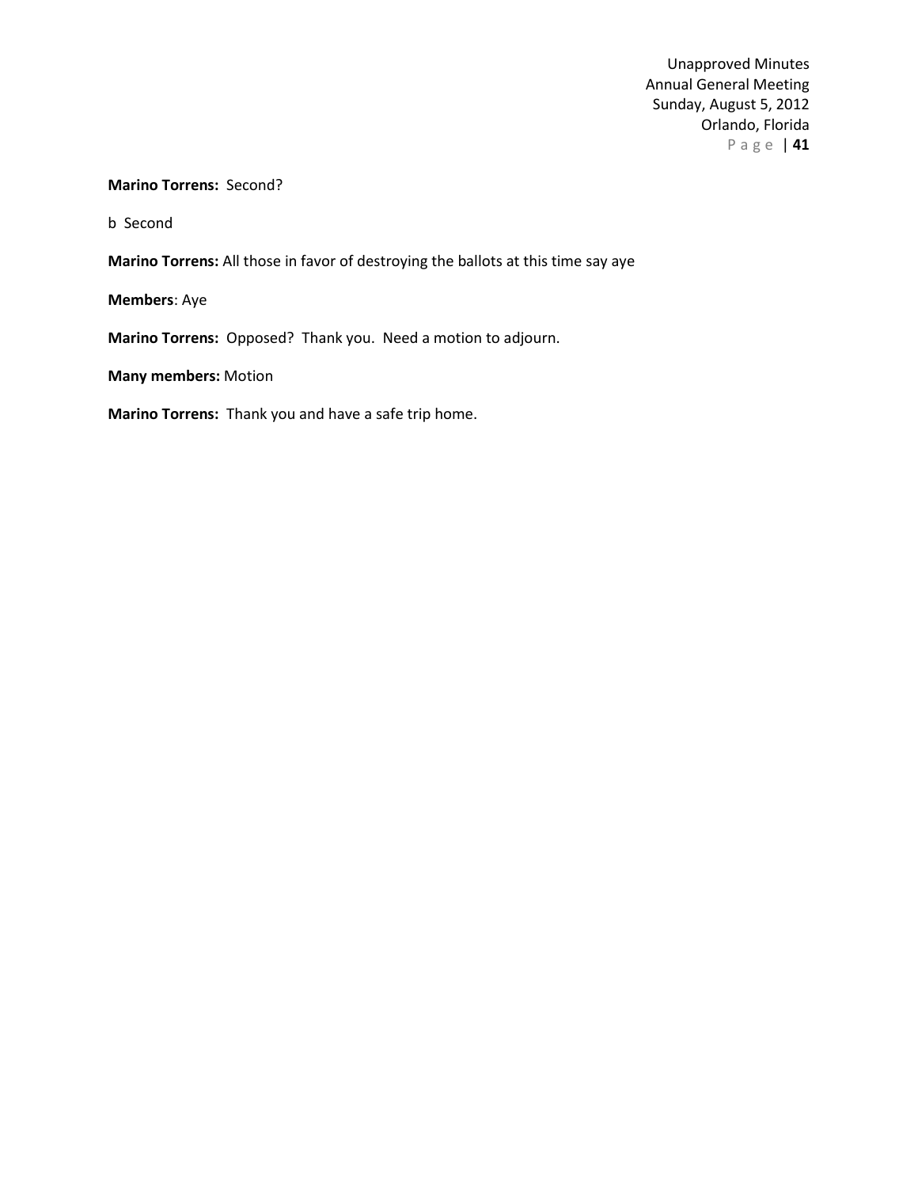**Marino Torrens:** Second?

b Second

**Marino Torrens:** All those in favor of destroying the ballots at this time say aye

**Members**: Aye

**Marino Torrens:** Opposed? Thank you. Need a motion to adjourn.

**Many members:** Motion

**Marino Torrens:** Thank you and have a safe trip home.